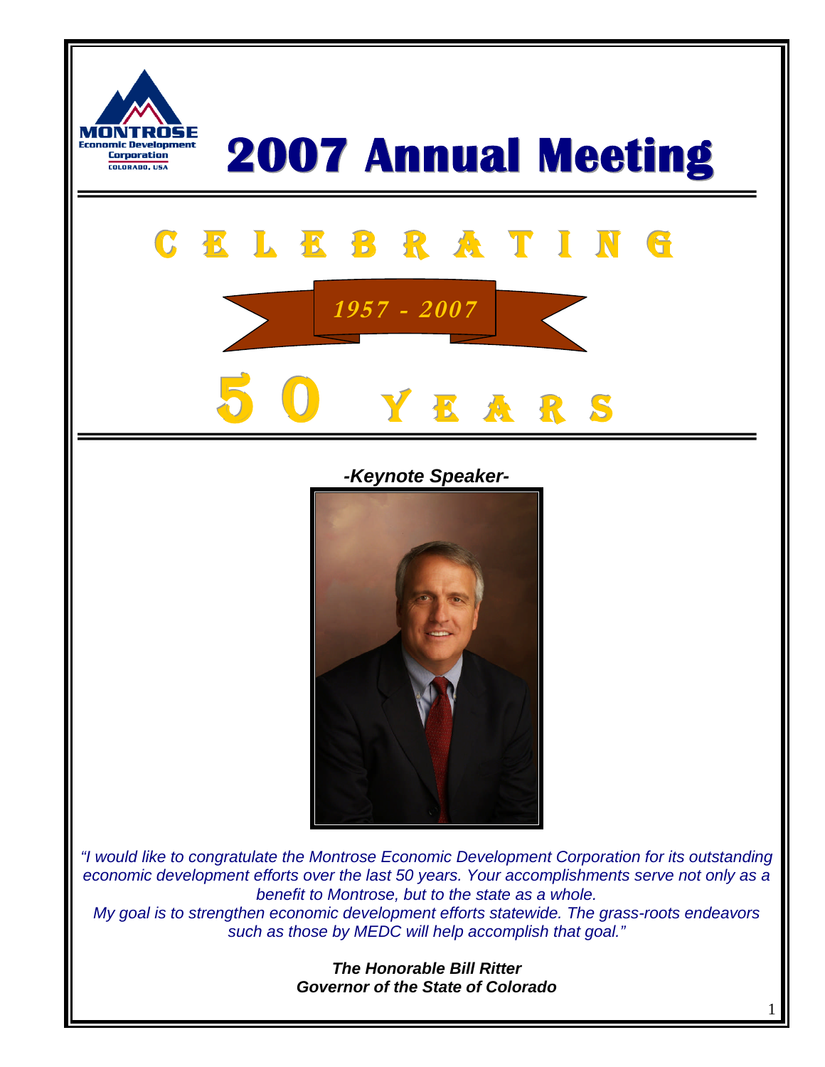MONTROSE Economic Development Corporation COLORADO, USA

# 2007 Annual Meeting

## CELEBRATING

*1957 - 2007*

## 50 YEARS

***-Keynote Speaker-***

*"I would like to congratulate the Montrose Economic Development Corporation for its outstanding economic development efforts over the last 50 years. Your accomplishments serve not only as a benefit to Montrose, but to the state as a whole.*
*My goal is to strengthen economic development efforts statewide. The grass-roots endeavors such as those by MEDC will help accomplish that goal."*

***The Honorable Bill Ritter***
***Governor of the State of Colorado***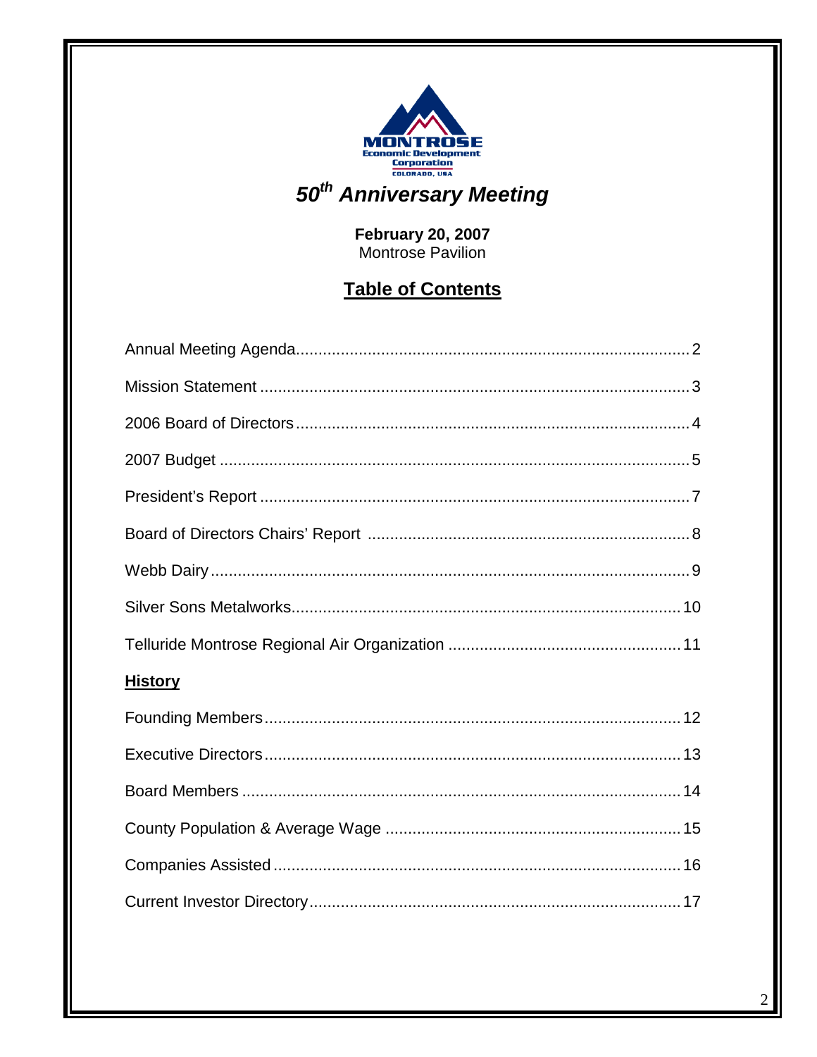MONTROSE Economic Development Corporation COLORADO, USA

# *50th Anniversary Meeting*

**February 20, 2007**
Montrose Pavilion

## Table of Contents

Annual Meeting Agenda........................................................................................2

Mission Statement ................................................................................................3

2006 Board of Directors........................................................................................4

2007 Budget .........................................................................................................5

President's Report ................................................................................................7

Board of Directors Chairs' Report .......................................................................8

Webb Dairy............................................................................................................9

Silver Sons Metalworks.......................................................................................10

Telluride Montrose Regional Air Organization ....................................................11

**History**

Founding Members.............................................................................................12

Executive Directors.............................................................................................13

Board Members ..................................................................................................14

County Population & Average Wage .................................................................15

Companies Assisted ...........................................................................................16

Current Investor Directory...................................................................................17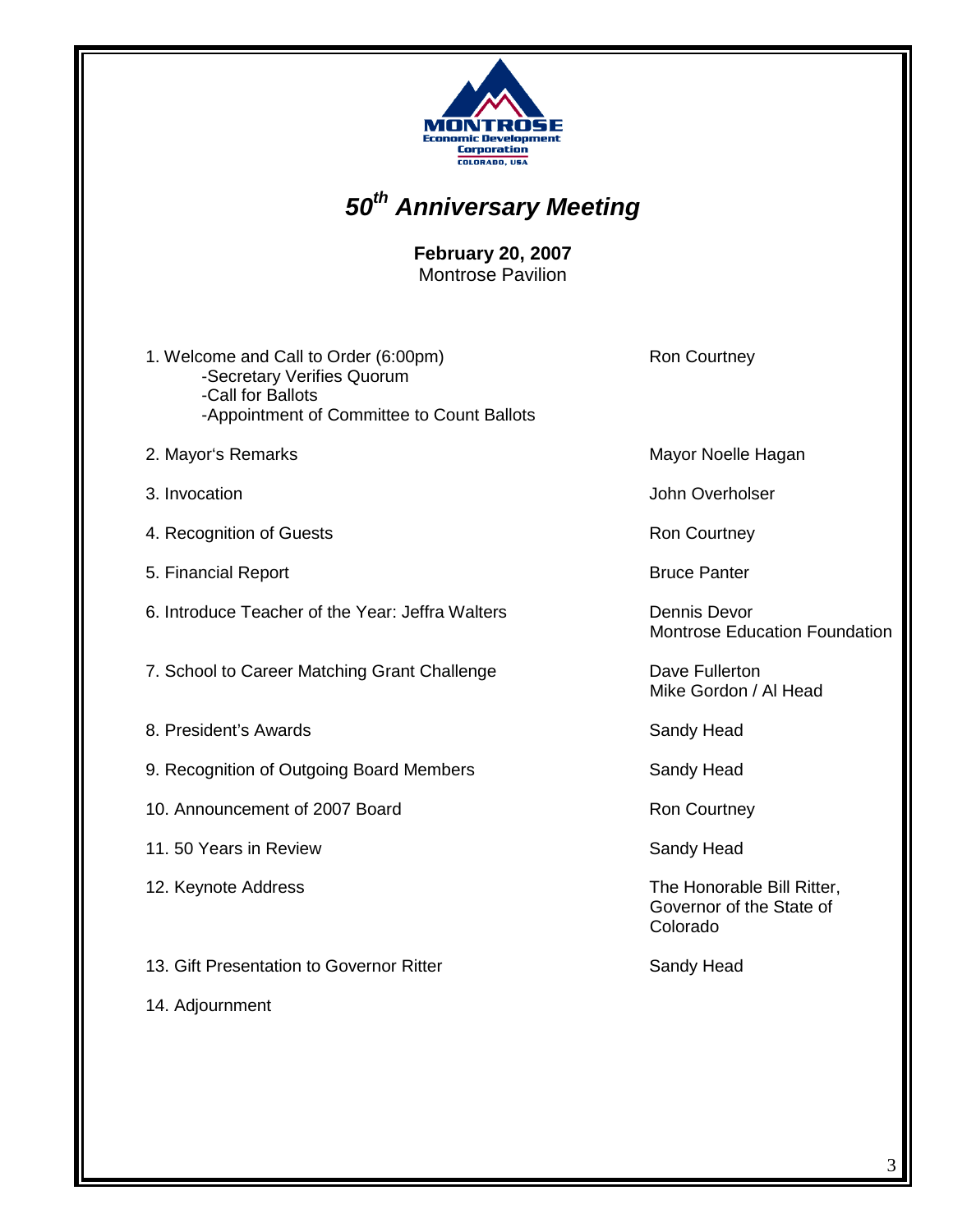MONTROSE
Economic Development Corporation
COLORADO, USA

# *50th Anniversary Meeting*

**February 20, 2007**
Montrose Pavilion

| Agenda Item | Presenter |
|---|---|
| 1. Welcome and Call to Order (6:00pm)<br>-Secretary Verifies Quorum<br>-Call for Ballots<br>-Appointment of Committee to Count Ballots | Ron Courtney |
| 2. Mayor's Remarks | Mayor Noelle Hagan |
| 3. Invocation | John Overholser |
| 4. Recognition of Guests | Ron Courtney |
| 5. Financial Report | Bruce Panter |
| 6. Introduce Teacher of the Year: Jeffra Walters | Dennis Devor<br>Montrose Education Foundation |
| 7. School to Career Matching Grant Challenge | Dave Fullerton<br>Mike Gordon / Al Head |
| 8. President's Awards | Sandy Head |
| 9. Recognition of Outgoing Board Members | Sandy Head |
| 10. Announcement of 2007 Board | Ron Courtney |
| 11. 50 Years in Review | Sandy Head |
| 12. Keynote Address | The Honorable Bill Ritter, Governor of the State of Colorado |
| 13. Gift Presentation to Governor Ritter | Sandy Head |
| 14. Adjournment | |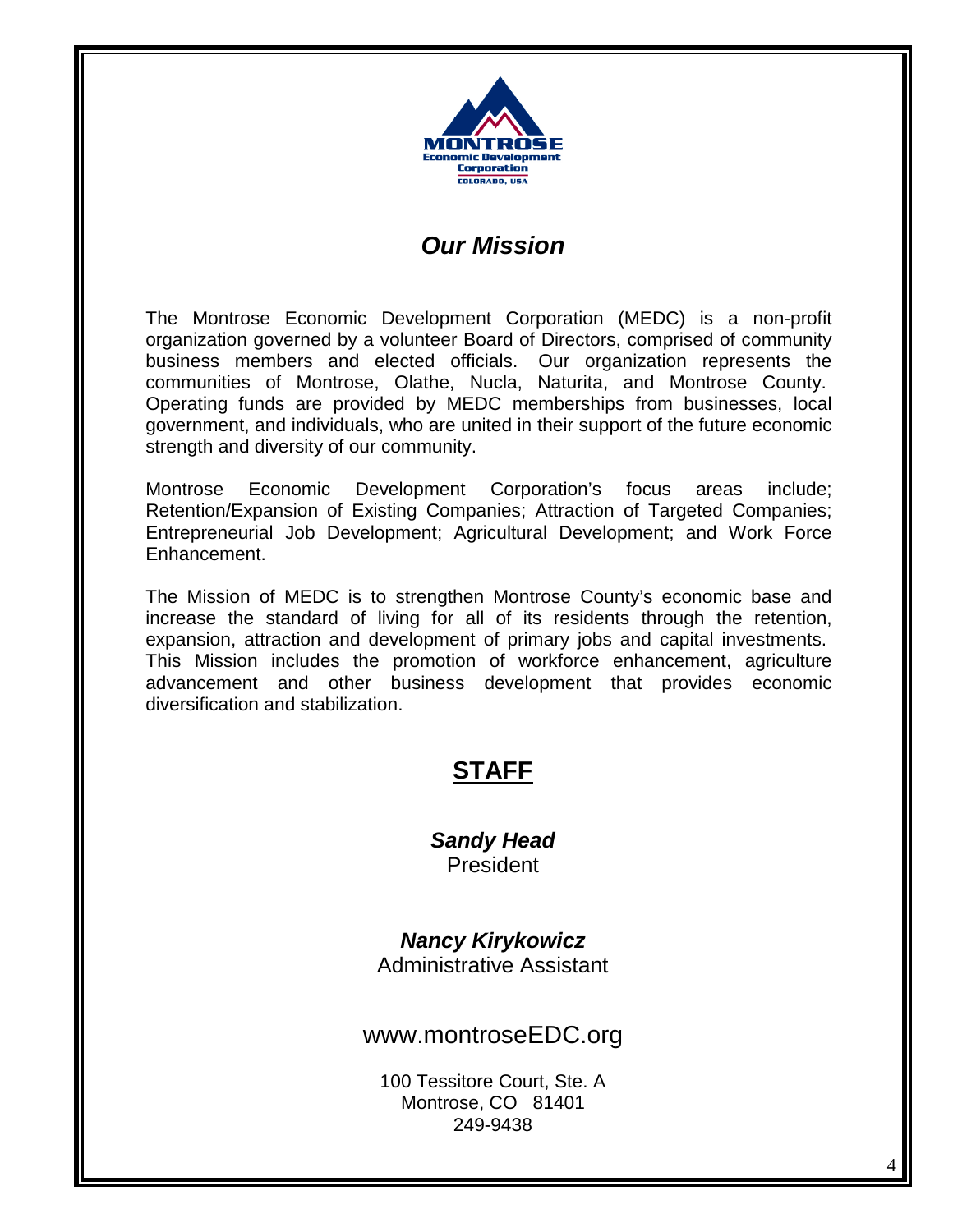## *Our Mission*

The Montrose Economic Development Corporation (MEDC) is a non-profit organization governed by a volunteer Board of Directors, comprised of community business members and elected officials. Our organization represents the communities of Montrose, Olathe, Nucla, Naturita, and Montrose County. Operating funds are provided by MEDC memberships from businesses, local government, and individuals, who are united in their support of the future economic strength and diversity of our community.

Montrose Economic Development Corporation's focus areas include; Retention/Expansion of Existing Companies; Attraction of Targeted Companies; Entrepreneurial Job Development; Agricultural Development; and Work Force Enhancement.

The Mission of MEDC is to strengthen Montrose County's economic base and increase the standard of living for all of its residents through the retention, expansion, attraction and development of primary jobs and capital investments. This Mission includes the promotion of workforce enhancement, agriculture advancement and other business development that provides economic diversification and stabilization.

## STAFF

***Sandy Head***
President

***Nancy Kirykowicz***
Administrative Assistant

www.montroseEDC.org

100 Tessitore Court, Ste. A
Montrose, CO 81401
249-9438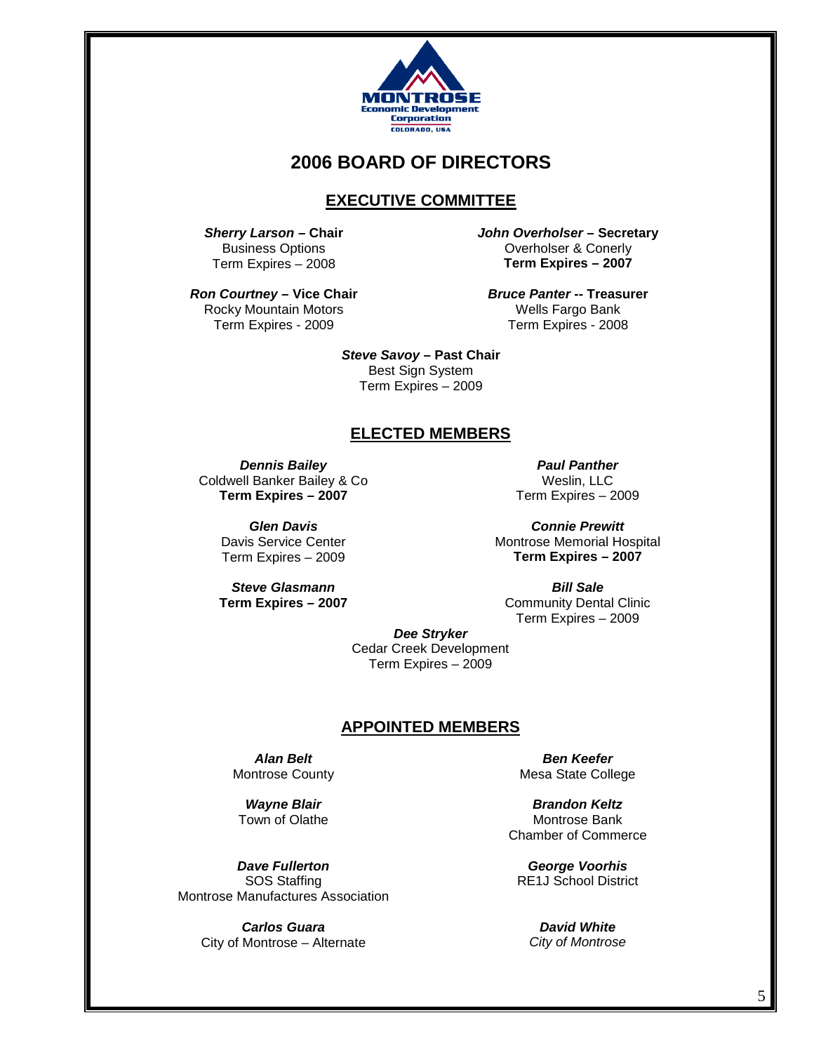# 2006 BOARD OF DIRECTORS

## EXECUTIVE COMMITTEE

***Sherry Larson* – Chair**
Business Options
Term Expires – 2008

***Ron Courtney* – Vice Chair**
Rocky Mountain Motors
Term Expires - 2009

***John Overholser* – Secretary**
Overholser & Conerly
**Term Expires – 2007**

***Bruce Panter* -- Treasurer**
Wells Fargo Bank
Term Expires - 2008

***Steve Savoy* – Past Chair**
Best Sign System
Term Expires – 2009

## ELECTED MEMBERS

***Dennis Bailey***
Coldwell Banker Bailey & Co
**Term Expires – 2007**

***Glen Davis***
Davis Service Center
Term Expires – 2009

***Steve Glasmann***
**Term Expires – 2007**

***Paul Panther***
Weslin, LLC
Term Expires – 2009

***Connie Prewitt***
Montrose Memorial Hospital
**Term Expires – 2007**

***Bill Sale***
Community Dental Clinic
Term Expires – 2009

***Dee Stryker***
Cedar Creek Development
Term Expires – 2009

## APPOINTED MEMBERS

***Alan Belt***
Montrose County

***Wayne Blair***
Town of Olathe

***Dave Fullerton***
SOS Staffing
Montrose Manufactures Association

***Carlos Guara***
City of Montrose – Alternate

***Ben Keefer***
Mesa State College

***Brandon Keltz***
Montrose Bank
Chamber of Commerce

***George Voorhis***
RE1J School District

***David White***
*City of Montrose*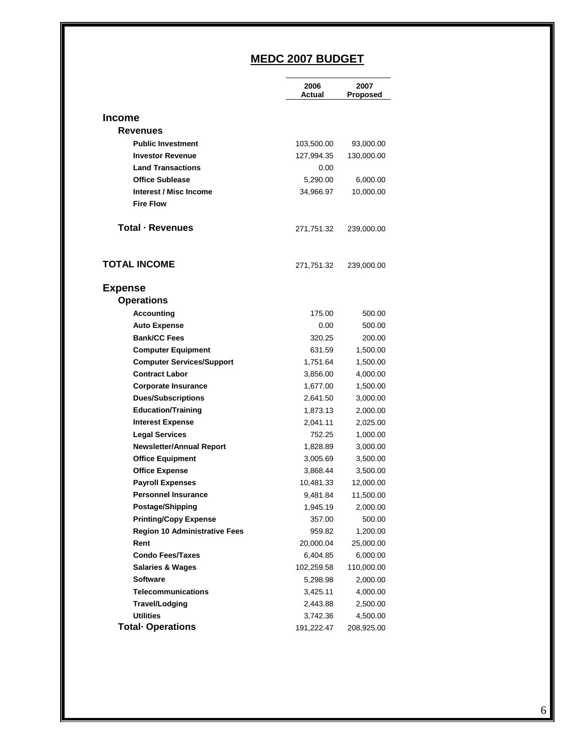# MEDC 2007 BUDGET

| | 2006 Actual | 2007 Proposed |
|---|---|---|
| **Income** | | |
| **Revenues** | | |
| **Public Investment** | 103,500.00 | 93,000.00 |
| **Investor Revenue** | 127,994.35 | 130,000.00 |
| **Land Transactions** | 0.00 | |
| **Office Sublease** | 5,290.00 | 6,000.00 |
| **Interest / Misc Income** | 34,966.97 | 10,000.00 |
| **Fire Flow** | | |
| **Total · Revenues** | 271,751.32 | 239,000.00 |
| **TOTAL INCOME** | 271,751.32 | 239,000.00 |
| **Expense** | | |
| **Operations** | | |
| **Accounting** | 175.00 | 500.00 |
| **Auto Expense** | 0.00 | 500.00 |
| **Bank/CC Fees** | 320.25 | 200.00 |
| **Computer Equipment** | 631.59 | 1,500.00 |
| **Computer Services/Support** | 1,751.64 | 1,500.00 |
| **Contract Labor** | 3,856.00 | 4,000.00 |
| **Corporate Insurance** | 1,677.00 | 1,500.00 |
| **Dues/Subscriptions** | 2,641.50 | 3,000.00 |
| **Education/Training** | 1,873.13 | 2,000.00 |
| **Interest Expense** | 2,041.11 | 2,025.00 |
| **Legal Services** | 752.25 | 1,000.00 |
| **Newsletter/Annual Report** | 1,828.89 | 3,000.00 |
| **Office Equipment** | 3,005.69 | 3,500.00 |
| **Office Expense** | 3,868.44 | 3,500.00 |
| **Payroll Expenses** | 10,481.33 | 12,000.00 |
| **Personnel Insurance** | 9,481.84 | 11,500.00 |
| **Postage/Shipping** | 1,945.19 | 2,000.00 |
| **Printing/Copy Expense** | 357.00 | 500.00 |
| **Region 10 Administrative Fees** | 959.82 | 1,200.00 |
| **Rent** | 20,000.04 | 25,000.00 |
| **Condo Fees/Taxes** | 6,404.85 | 6,000.00 |
| **Salaries & Wages** | 102,259.58 | 110,000.00 |
| **Software** | 5,298.98 | 2,000.00 |
| **Telecommunications** | 3,425.11 | 4,000.00 |
| **Travel/Lodging** | 2,443.88 | 2,500.00 |
| **Utilities** | 3,742.36 | 4,500.00 |
| **Total· Operations** | 191,222.47 | 208,925.00 |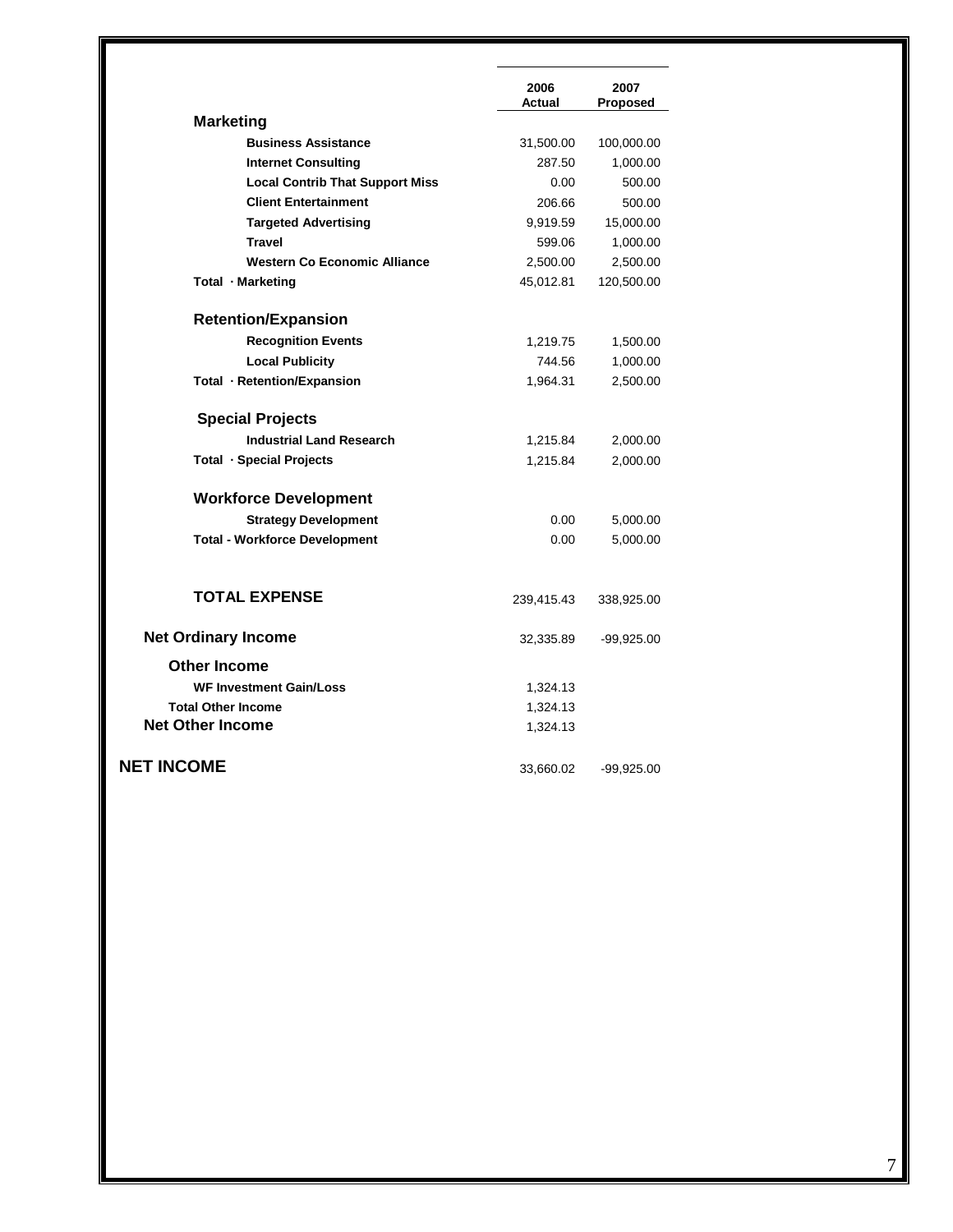| | 2006 Actual | 2007 Proposed |
|---|---|---|
| **Marketing** | | |
| **Business Assistance** | 31,500.00 | 100,000.00 |
| **Internet Consulting** | 287.50 | 1,000.00 |
| **Local Contrib That Support Miss** | 0.00 | 500.00 |
| **Client Entertainment** | 206.66 | 500.00 |
| **Targeted Advertising** | 9,919.59 | 15,000.00 |
| **Travel** | 599.06 | 1,000.00 |
| **Western Co Economic Alliance** | 2,500.00 | 2,500.00 |
| **Total · Marketing** | 45,012.81 | 120,500.00 |
| **Retention/Expansion** | | |
| **Recognition Events** | 1,219.75 | 1,500.00 |
| **Local Publicity** | 744.56 | 1,000.00 |
| **Total · Retention/Expansion** | 1,964.31 | 2,500.00 |
| **Special Projects** | | |
| **Industrial Land Research** | 1,215.84 | 2,000.00 |
| **Total · Special Projects** | 1,215.84 | 2,000.00 |
| **Workforce Development** | | |
| **Strategy Development** | 0.00 | 5,000.00 |
| **Total - Workforce Development** | 0.00 | 5,000.00 |
| **TOTAL EXPENSE** | 239,415.43 | 338,925.00 |
| **Net Ordinary Income** | 32,335.89 | -99,925.00 |
| **Other Income** | | |
| **WF Investment Gain/Loss** | 1,324.13 | |
| **Total Other Income** | 1,324.13 | |
| **Net Other Income** | 1,324.13 | |
| **NET INCOME** | 33,660.02 | -99,925.00 |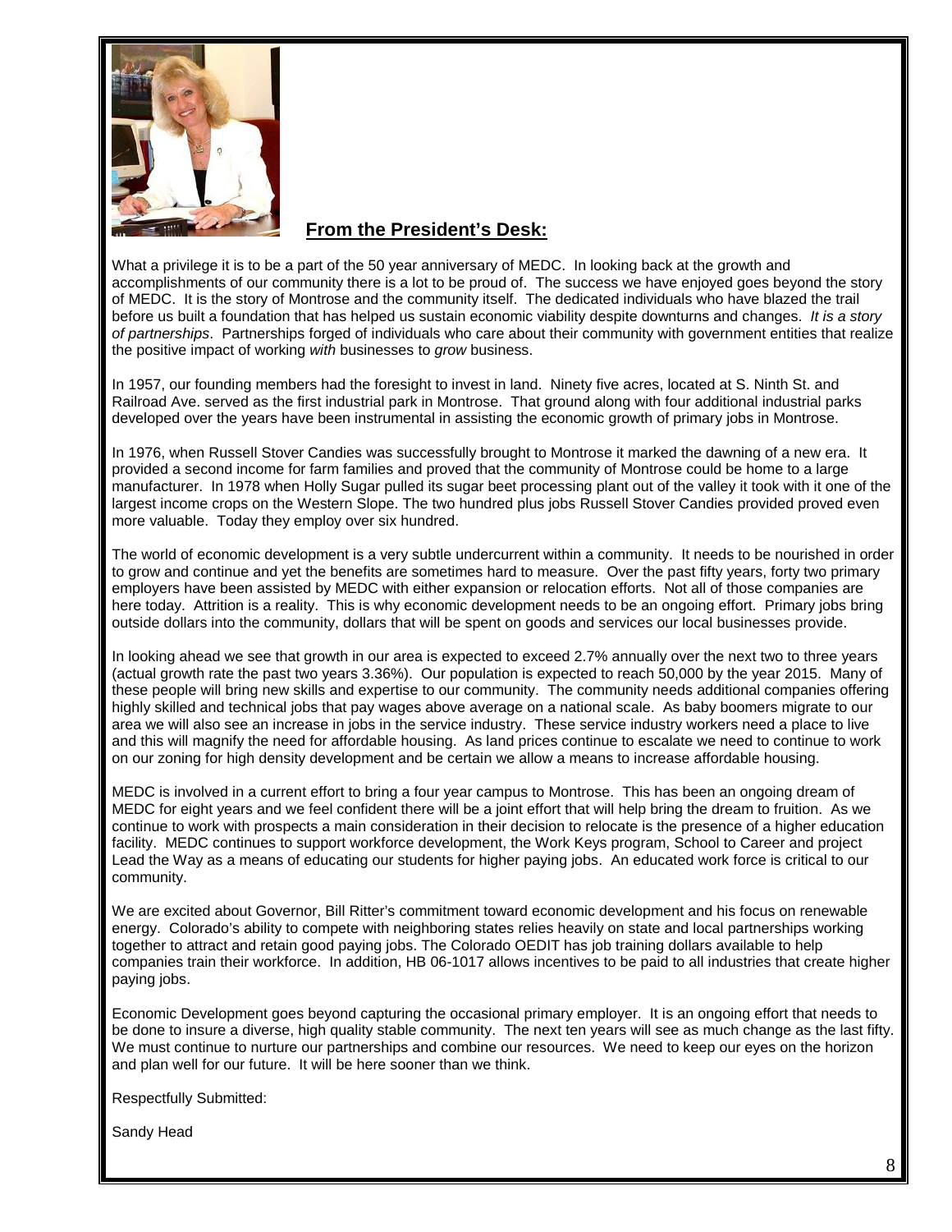## From the President's Desk:

What a privilege it is to be a part of the 50 year anniversary of MEDC. In looking back at the growth and accomplishments of our community there is a lot to be proud of. The success we have enjoyed goes beyond the story of MEDC. It is the story of Montrose and the community itself. The dedicated individuals who have blazed the trail before us built a foundation that has helped us sustain economic viability despite downturns and changes. *It is a story of partnerships*. Partnerships forged of individuals who care about their community with government entities that realize the positive impact of working *with* businesses to *grow* business.

In 1957, our founding members had the foresight to invest in land. Ninety five acres, located at S. Ninth St. and Railroad Ave. served as the first industrial park in Montrose. That ground along with four additional industrial parks developed over the years have been instrumental in assisting the economic growth of primary jobs in Montrose.

In 1976, when Russell Stover Candies was successfully brought to Montrose it marked the dawning of a new era. It provided a second income for farm families and proved that the community of Montrose could be home to a large manufacturer. In 1978 when Holly Sugar pulled its sugar beet processing plant out of the valley it took with it one of the largest income crops on the Western Slope. The two hundred plus jobs Russell Stover Candies provided proved even more valuable. Today they employ over six hundred.

The world of economic development is a very subtle undercurrent within a community. It needs to be nourished in order to grow and continue and yet the benefits are sometimes hard to measure. Over the past fifty years, forty two primary employers have been assisted by MEDC with either expansion or relocation efforts. Not all of those companies are here today. Attrition is a reality. This is why economic development needs to be an ongoing effort. Primary jobs bring outside dollars into the community, dollars that will be spent on goods and services our local businesses provide.

In looking ahead we see that growth in our area is expected to exceed 2.7% annually over the next two to three years (actual growth rate the past two years 3.36%). Our population is expected to reach 50,000 by the year 2015. Many of these people will bring new skills and expertise to our community. The community needs additional companies offering highly skilled and technical jobs that pay wages above average on a national scale. As baby boomers migrate to our area we will also see an increase in jobs in the service industry. These service industry workers need a place to live and this will magnify the need for affordable housing. As land prices continue to escalate we need to continue to work on our zoning for high density development and be certain we allow a means to increase affordable housing.

MEDC is involved in a current effort to bring a four year campus to Montrose. This has been an ongoing dream of MEDC for eight years and we feel confident there will be a joint effort that will help bring the dream to fruition. As we continue to work with prospects a main consideration in their decision to relocate is the presence of a higher education facility. MEDC continues to support workforce development, the Work Keys program, School to Career and project Lead the Way as a means of educating our students for higher paying jobs. An educated work force is critical to our community.

We are excited about Governor, Bill Ritter's commitment toward economic development and his focus on renewable energy. Colorado's ability to compete with neighboring states relies heavily on state and local partnerships working together to attract and retain good paying jobs. The Colorado OEDIT has job training dollars available to help companies train their workforce. In addition, HB 06-1017 allows incentives to be paid to all industries that create higher paying jobs.

Economic Development goes beyond capturing the occasional primary employer. It is an ongoing effort that needs to be done to insure a diverse, high quality stable community. The next ten years will see as much change as the last fifty. We must continue to nurture our partnerships and combine our resources. We need to keep our eyes on the horizon and plan well for our future. It will be here sooner than we think.

Respectfully Submitted:

Sandy Head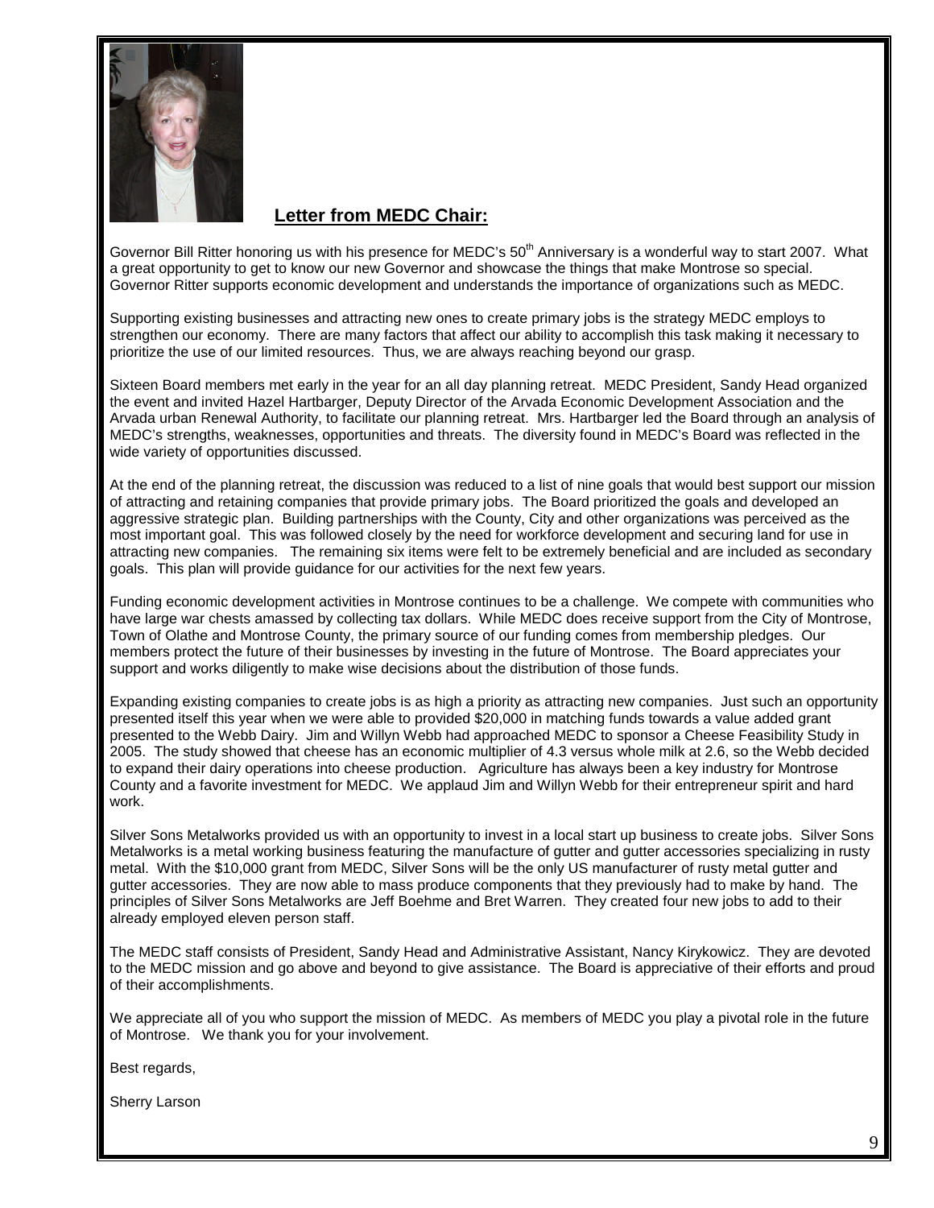## Letter from MEDC Chair:

Governor Bill Ritter honoring us with his presence for MEDC's 50th Anniversary is a wonderful way to start 2007. What a great opportunity to get to know our new Governor and showcase the things that make Montrose so special. Governor Ritter supports economic development and understands the importance of organizations such as MEDC.

Supporting existing businesses and attracting new ones to create primary jobs is the strategy MEDC employs to strengthen our economy. There are many factors that affect our ability to accomplish this task making it necessary to prioritize the use of our limited resources. Thus, we are always reaching beyond our grasp.

Sixteen Board members met early in the year for an all day planning retreat. MEDC President, Sandy Head organized the event and invited Hazel Hartbarger, Deputy Director of the Arvada Economic Development Association and the Arvada urban Renewal Authority, to facilitate our planning retreat. Mrs. Hartbarger led the Board through an analysis of MEDC's strengths, weaknesses, opportunities and threats. The diversity found in MEDC's Board was reflected in the wide variety of opportunities discussed.

At the end of the planning retreat, the discussion was reduced to a list of nine goals that would best support our mission of attracting and retaining companies that provide primary jobs. The Board prioritized the goals and developed an aggressive strategic plan. Building partnerships with the County, City and other organizations was perceived as the most important goal. This was followed closely by the need for workforce development and securing land for use in attracting new companies. The remaining six items were felt to be extremely beneficial and are included as secondary goals. This plan will provide guidance for our activities for the next few years.

Funding economic development activities in Montrose continues to be a challenge. We compete with communities who have large war chests amassed by collecting tax dollars. While MEDC does receive support from the City of Montrose, Town of Olathe and Montrose County, the primary source of our funding comes from membership pledges. Our members protect the future of their businesses by investing in the future of Montrose. The Board appreciates your support and works diligently to make wise decisions about the distribution of those funds.

Expanding existing companies to create jobs is as high a priority as attracting new companies. Just such an opportunity presented itself this year when we were able to provided $20,000 in matching funds towards a value added grant presented to the Webb Dairy. Jim and Willyn Webb had approached MEDC to sponsor a Cheese Feasibility Study in 2005. The study showed that cheese has an economic multiplier of 4.3 versus whole milk at 2.6, so the Webb decided to expand their dairy operations into cheese production. Agriculture has always been a key industry for Montrose County and a favorite investment for MEDC. We applaud Jim and Willyn Webb for their entrepreneur spirit and hard work.

Silver Sons Metalworks provided us with an opportunity to invest in a local start up business to create jobs. Silver Sons Metalworks is a metal working business featuring the manufacture of gutter and gutter accessories specializing in rusty metal. With the $10,000 grant from MEDC, Silver Sons will be the only US manufacturer of rusty metal gutter and gutter accessories. They are now able to mass produce components that they previously had to make by hand. The principles of Silver Sons Metalworks are Jeff Boehme and Bret Warren. They created four new jobs to add to their already employed eleven person staff.

The MEDC staff consists of President, Sandy Head and Administrative Assistant, Nancy Kirykowicz. They are devoted to the MEDC mission and go above and beyond to give assistance. The Board is appreciative of their efforts and proud of their accomplishments.

We appreciate all of you who support the mission of MEDC. As members of MEDC you play a pivotal role in the future of Montrose. We thank you for your involvement.

Best regards,

Sherry Larson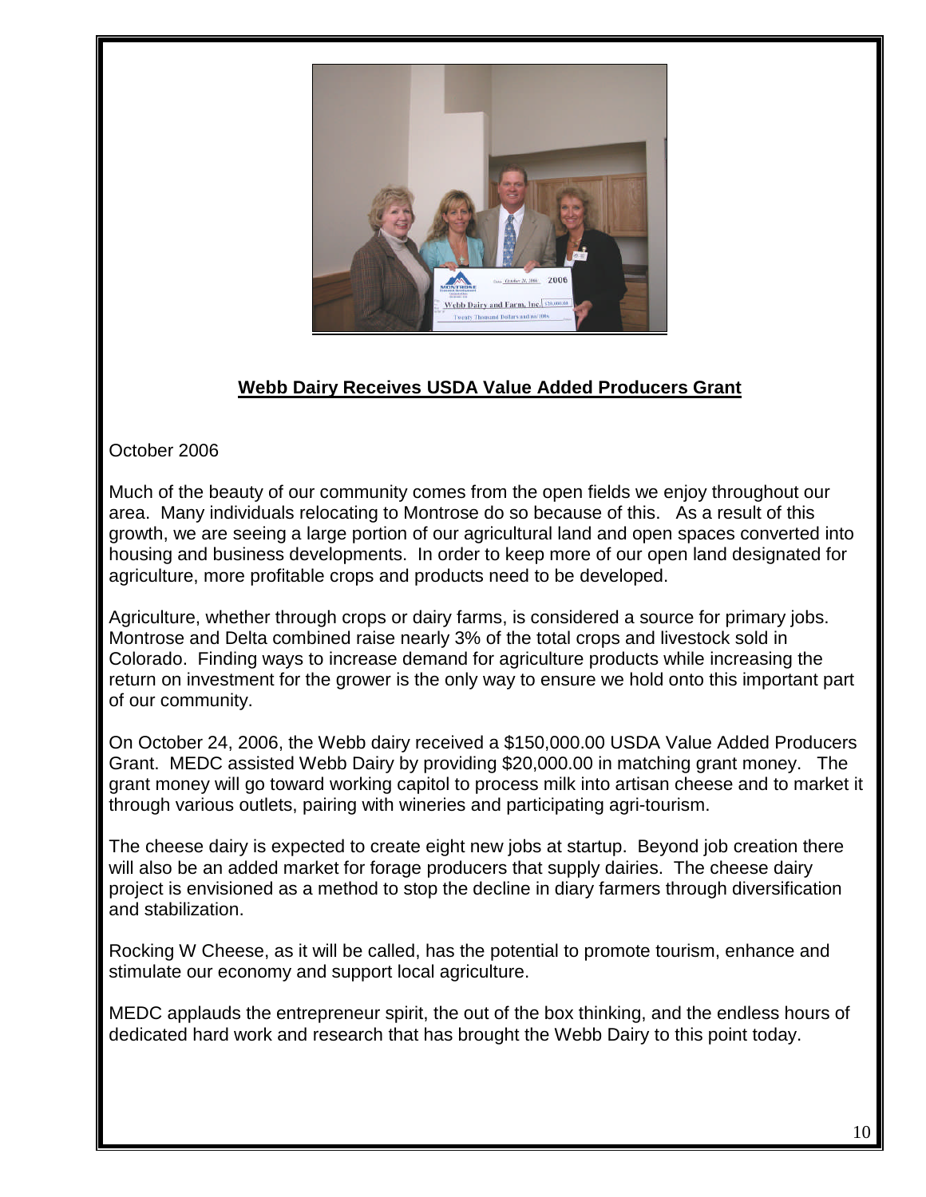## Webb Dairy Receives USDA Value Added Producers Grant

October 2006

Much of the beauty of our community comes from the open fields we enjoy throughout our area. Many individuals relocating to Montrose do so because of this. As a result of this growth, we are seeing a large portion of our agricultural land and open spaces converted into housing and business developments. In order to keep more of our open land designated for agriculture, more profitable crops and products need to be developed.

Agriculture, whether through crops or dairy farms, is considered a source for primary jobs. Montrose and Delta combined raise nearly 3% of the total crops and livestock sold in Colorado. Finding ways to increase demand for agriculture products while increasing the return on investment for the grower is the only way to ensure we hold onto this important part of our community.

On October 24, 2006, the Webb dairy received a $150,000.00 USDA Value Added Producers Grant. MEDC assisted Webb Dairy by providing $20,000.00 in matching grant money. The grant money will go toward working capitol to process milk into artisan cheese and to market it through various outlets, pairing with wineries and participating agri-tourism.

The cheese dairy is expected to create eight new jobs at startup. Beyond job creation there will also be an added market for forage producers that supply dairies. The cheese dairy project is envisioned as a method to stop the decline in diary farmers through diversification and stabilization.

Rocking W Cheese, as it will be called, has the potential to promote tourism, enhance and stimulate our economy and support local agriculture.

MEDC applauds the entrepreneur spirit, the out of the box thinking, and the endless hours of dedicated hard work and research that has brought the Webb Dairy to this point today.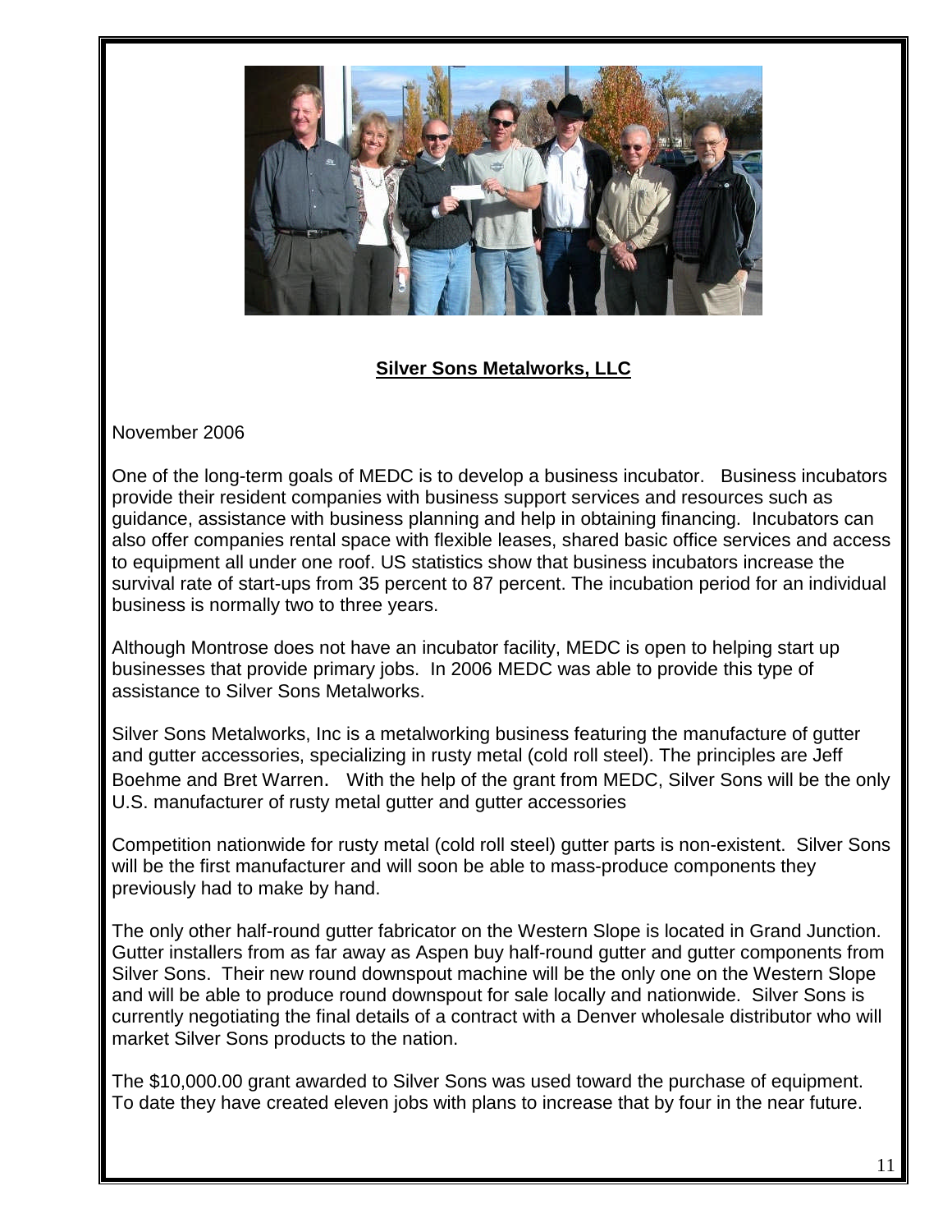**Silver Sons Metalworks, LLC**

November 2006

One of the long-term goals of MEDC is to develop a business incubator. Business incubators provide their resident companies with business support services and resources such as guidance, assistance with business planning and help in obtaining financing. Incubators can also offer companies rental space with flexible leases, shared basic office services and access to equipment all under one roof. US statistics show that business incubators increase the survival rate of start-ups from 35 percent to 87 percent. The incubation period for an individual business is normally two to three years.

Although Montrose does not have an incubator facility, MEDC is open to helping start up businesses that provide primary jobs. In 2006 MEDC was able to provide this type of assistance to Silver Sons Metalworks.

Silver Sons Metalworks, Inc is a metalworking business featuring the manufacture of gutter and gutter accessories, specializing in rusty metal (cold roll steel). The principles are Jeff Boehme and Bret Warren. With the help of the grant from MEDC, Silver Sons will be the only U.S. manufacturer of rusty metal gutter and gutter accessories

Competition nationwide for rusty metal (cold roll steel) gutter parts is non-existent. Silver Sons will be the first manufacturer and will soon be able to mass-produce components they previously had to make by hand.

The only other half-round gutter fabricator on the Western Slope is located in Grand Junction. Gutter installers from as far away as Aspen buy half-round gutter and gutter components from Silver Sons. Their new round downspout machine will be the only one on the Western Slope and will be able to produce round downspout for sale locally and nationwide. Silver Sons is currently negotiating the final details of a contract with a Denver wholesale distributor who will market Silver Sons products to the nation.

The $10,000.00 grant awarded to Silver Sons was used toward the purchase of equipment. To date they have created eleven jobs with plans to increase that by four in the near future.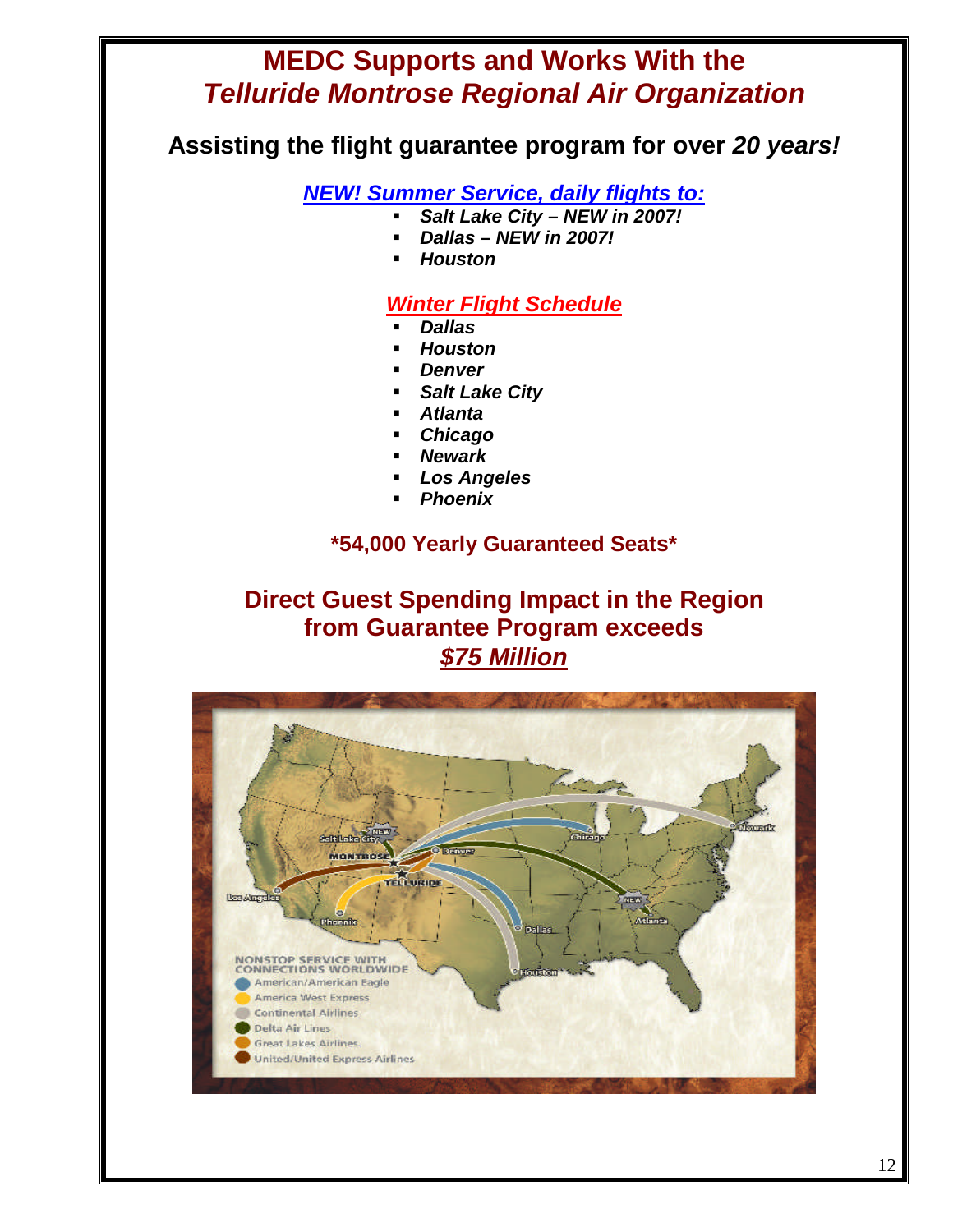# MEDC Supports and Works With the *Telluride Montrose Regional Air Organization*

**Assisting the flight guarantee program for over *20 years!***

***NEW! Summer Service, daily flights to:***

- ***Salt Lake City – NEW in 2007!***
- ***Dallas – NEW in 2007!***
- ***Houston***

***Winter Flight Schedule***

- ***Dallas***
- ***Houston***
- ***Denver***
- ***Salt Lake City***
- ***Atlanta***
- ***Chicago***
- ***Newark***
- ***Los Angeles***
- ***Phoenix***

**\*54,000 Yearly Guaranteed Seats\***

## Direct Guest Spending Impact in the Region from Guarantee Program exceeds ***$75 Million***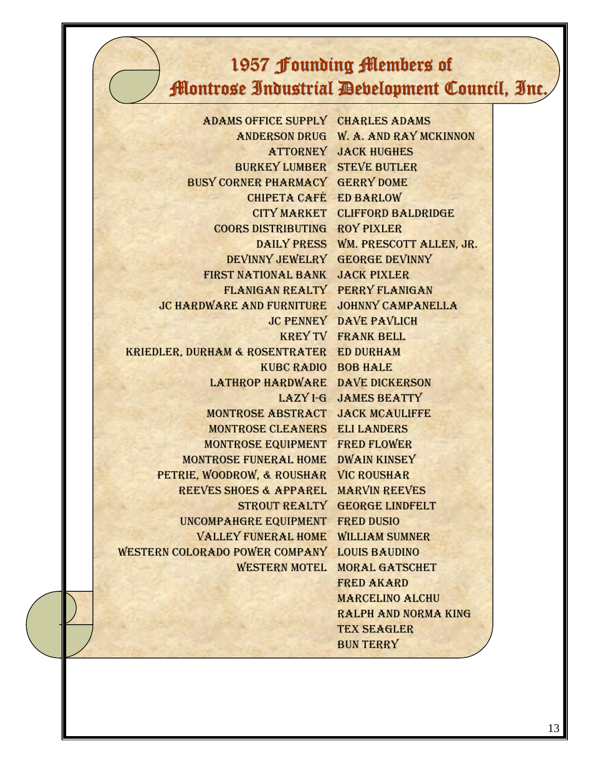# 1957 Founding Members of Montrose Industrial Development Council, Inc.

| | |
|---|---|
| ADAMS OFFICE SUPPLY | CHARLES ADAMS |
| ANDERSON DRUG | W. A. AND RAY MCKINNON |
| ATTORNEY | JACK HUGHES |
| BURKEY LUMBER | STEVE BUTLER |
| BUSY CORNER PHARMACY | GERRY DOME |
| CHIPETA CAFÉ | ED BARLOW |
| CITY MARKET | CLIFFORD BALDRIDGE |
| COORS DISTRIBUTING | ROY PIXLER |
| DAILY PRESS | WM. PRESCOTT ALLEN, JR. |
| DEVINNY JEWELRY | GEORGE DEVINNY |
| FIRST NATIONAL BANK | JACK PIXLER |
| FLANIGAN REALTY | PERRY FLANIGAN |
| JC HARDWARE AND FURNITURE | JOHNNY CAMPANELLA |
| JC PENNEY | DAVE PAVLICH |
| KREY TV | FRANK BELL |
| KRIEDLER, DURHAM & ROSENTRATER | ED DURHAM |
| KUBC RADIO | BOB HALE |
| LATHROP HARDWARE | DAVE DICKERSON |
| LAZY I-G | JAMES BEATTY |
| MONTROSE ABSTRACT | JACK MCAULIFFE |
| MONTROSE CLEANERS | ELI LANDERS |
| MONTROSE EQUIPMENT | FRED FLOWER |
| MONTROSE FUNERAL HOME | DWAIN KINSEY |
| PETRIE, WOODROW, & ROUSHAR | VIC ROUSHAR |
| REEVES SHOES & APPAREL | MARVIN REEVES |
| STROUT REALTY | GEORGE LINDFELT |
| UNCOMPAHGRE EQUIPMENT | FRED DUSIO |
| VALLEY FUNERAL HOME | WILLIAM SUMNER |
| WESTERN COLORADO POWER COMPANY | LOUIS BAUDINO |
| WESTERN MOTEL | MORAL GATSCHET |
| | FRED AKARD |
| | MARCELINO ALCHU |
| | RALPH AND NORMA KING |
| | TEX SEAGLER |
| | BUN TERRY |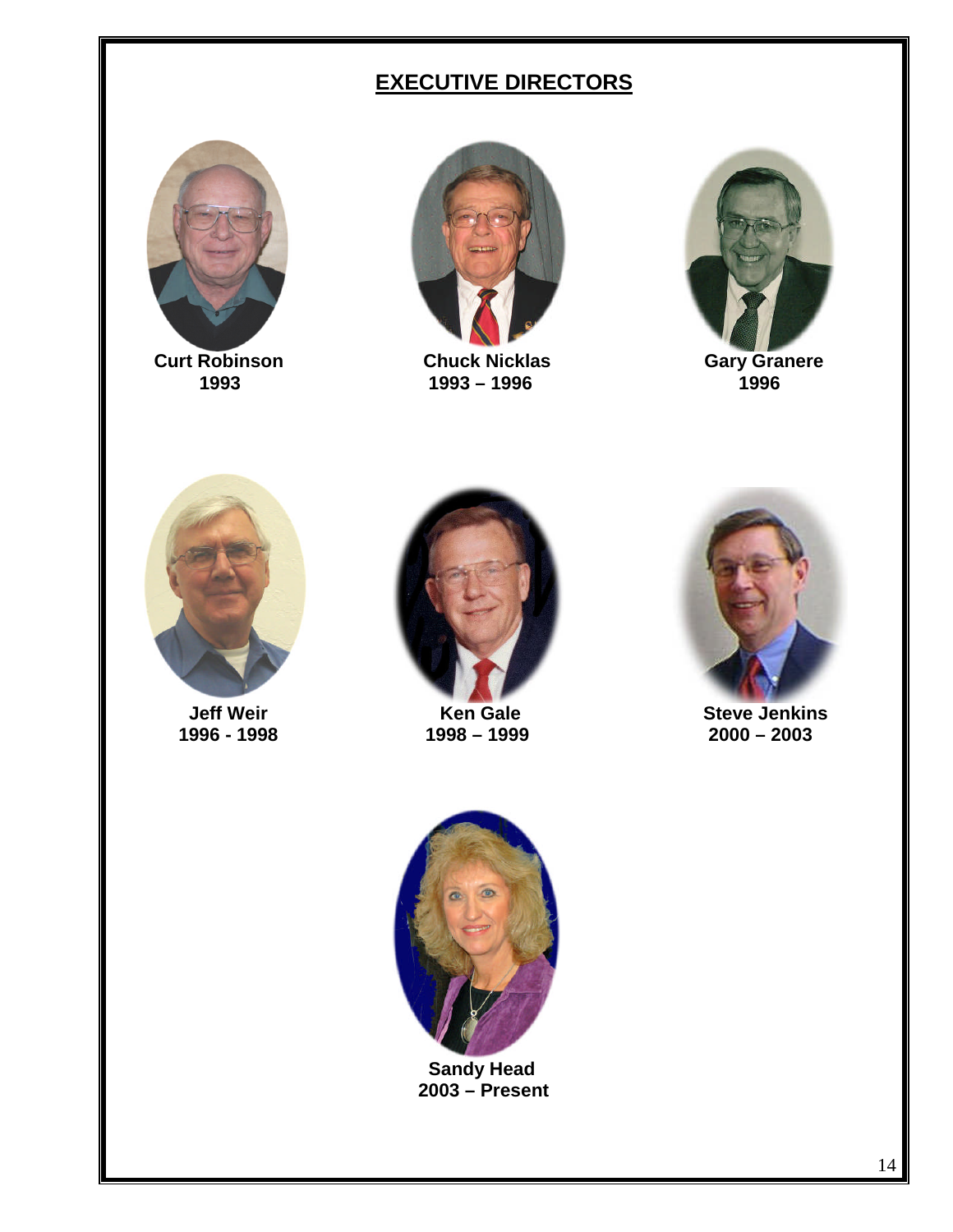## EXECUTIVE DIRECTORS

**Curt Robinson**
**1993**

**Chuck Nicklas**
**1993 – 1996**

**Gary Granere**
**1996**

**Jeff Weir**
**1996 - 1998**

**Ken Gale**
**1998 – 1999**

**Steve Jenkins**
**2000 – 2003**

**Sandy Head**
**2003 – Present**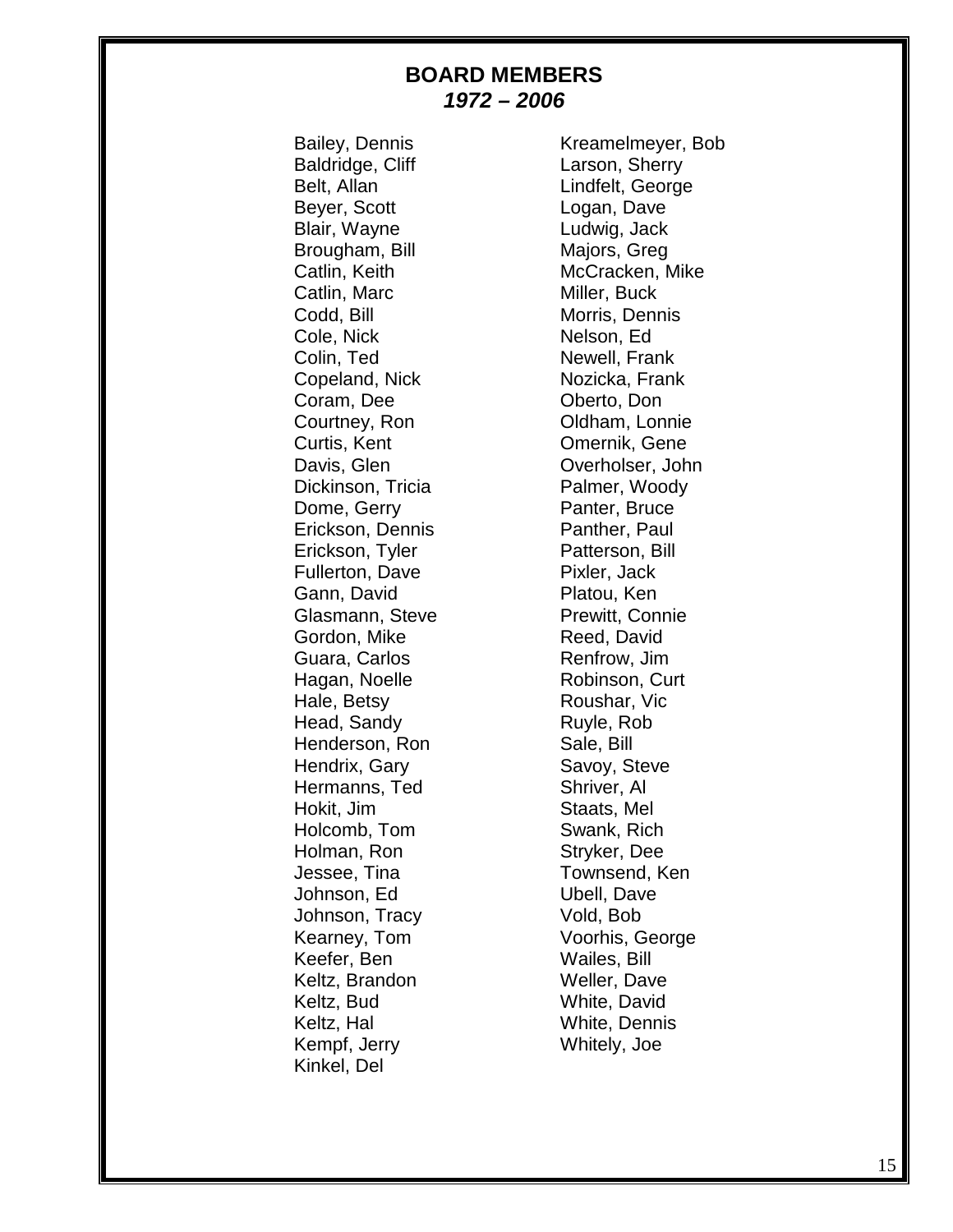# BOARD MEMBERS
## *1972 – 2006*

Bailey, Dennis
Baldridge, Cliff
Belt, Allan
Beyer, Scott
Blair, Wayne
Brougham, Bill
Catlin, Keith
Catlin, Marc
Codd, Bill
Cole, Nick
Colin, Ted
Copeland, Nick
Coram, Dee
Courtney, Ron
Curtis, Kent
Davis, Glen
Dickinson, Tricia
Dome, Gerry
Erickson, Dennis
Erickson, Tyler
Fullerton, Dave
Gann, David
Glasmann, Steve
Gordon, Mike
Guara, Carlos
Hagan, Noelle
Hale, Betsy
Head, Sandy
Henderson, Ron
Hendrix, Gary
Hermanns, Ted
Hokit, Jim
Holcomb, Tom
Holman, Ron
Jessee, Tina
Johnson, Ed
Johnson, Tracy
Kearney, Tom
Keefer, Ben
Keltz, Brandon
Keltz, Bud
Keltz, Hal
Kempf, Jerry
Kinkel, Del
Kreamelmeyer, Bob
Larson, Sherry
Lindfelt, George
Logan, Dave
Ludwig, Jack
Majors, Greg
McCracken, Mike
Miller, Buck
Morris, Dennis
Nelson, Ed
Newell, Frank
Nozicka, Frank
Oberto, Don
Oldham, Lonnie
Omernik, Gene
Overholser, John
Palmer, Woody
Panter, Bruce
Panther, Paul
Patterson, Bill
Pixler, Jack
Platou, Ken
Prewitt, Connie
Reed, David
Renfrow, Jim
Robinson, Curt
Roushar, Vic
Ruyle, Rob
Sale, Bill
Savoy, Steve
Shriver, Al
Staats, Mel
Swank, Rich
Stryker, Dee
Townsend, Ken
Ubell, Dave
Vold, Bob
Voorhis, George
Wailes, Bill
Weller, Dave
White, David
White, Dennis
Whitely, Joe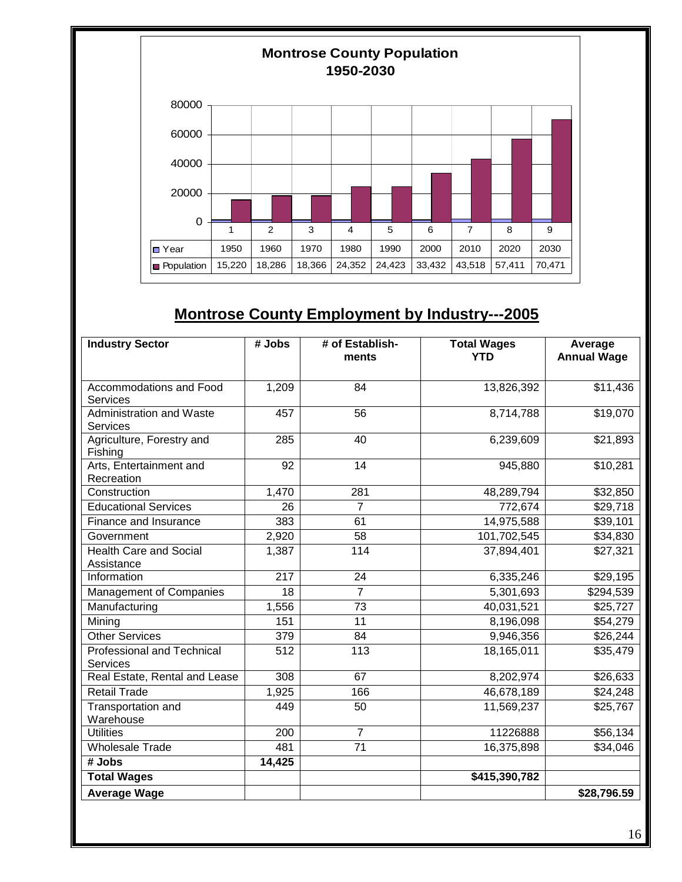**Montrose County Population 1950-2030**

| | 1 | 2 | 3 | 4 | 5 | 6 | 7 | 8 | 9 |
|---|---|---|---|---|---|---|---|---|---|
| Year | 1950 | 1960 | 1970 | 1980 | 1990 | 2000 | 2010 | 2020 | 2030 |
| Population | 15,220 | 18,286 | 18,366 | 24,352 | 24,423 | 33,432 | 43,518 | 57,411 | 70,471 |

## Montrose County Employment by Industry---2005

| Industry Sector | # Jobs | # of Establish-ments | Total Wages YTD | Average Annual Wage |
|---|---|---|---|---|
| Accommodations and Food Services | 1,209 | 84 | 13,826,392 | $11,436 |
| Administration and Waste Services | 457 | 56 | 8,714,788 | $19,070 |
| Agriculture, Forestry and Fishing | 285 | 40 | 6,239,609 | $21,893 |
| Arts, Entertainment and Recreation | 92 | 14 | 945,880 | $10,281 |
| Construction | 1,470 | 281 | 48,289,794 | $32,850 |
| Educational Services | 26 | 7 | 772,674 | $29,718 |
| Finance and Insurance | 383 | 61 | 14,975,588 | $39,101 |
| Government | 2,920 | 58 | 101,702,545 | $34,830 |
| Health Care and Social Assistance | 1,387 | 114 | 37,894,401 | $27,321 |
| Information | 217 | 24 | 6,335,246 | $29,195 |
| Management of Companies | 18 | 7 | 5,301,693 | $294,539 |
| Manufacturing | 1,556 | 73 | 40,031,521 | $25,727 |
| Mining | 151 | 11 | 8,196,098 | $54,279 |
| Other Services | 379 | 84 | 9,946,356 | $26,244 |
| Professional and Technical Services | 512 | 113 | 18,165,011 | $35,479 |
| Real Estate, Rental and Lease | 308 | 67 | 8,202,974 | $26,633 |
| Retail Trade | 1,925 | 166 | 46,678,189 | $24,248 |
| Transportation and Warehouse | 449 | 50 | 11,569,237 | $25,767 |
| Utilities | 200 | 7 | 11226888 | $56,134 |
| Wholesale Trade | 481 | 71 | 16,375,898 | $34,046 |
| **# Jobs** | **14,425** | | | |
| **Total Wages** | | | **$415,390,782** | |
| **Average Wage** | | | | **$28,796.59** |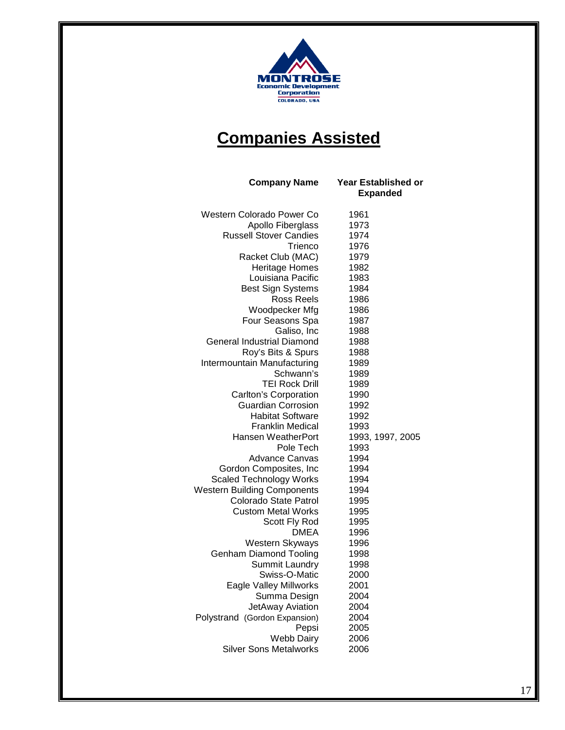MONTROSE
Economic Development
Corporation
COLORADO, USA

# Companies Assisted

| Company Name | Year Established or Expanded |
|---|---|
| Western Colorado Power Co | 1961 |
| Apollo Fiberglass | 1973 |
| Russell Stover Candies | 1974 |
| Trienco | 1976 |
| Racket Club (MAC) | 1979 |
| Heritage Homes | 1982 |
| Louisiana Pacific | 1983 |
| Best Sign Systems | 1984 |
| Ross Reels | 1986 |
| Woodpecker Mfg | 1986 |
| Four Seasons Spa | 1987 |
| Galiso, Inc | 1988 |
| General Industrial Diamond | 1988 |
| Roy's Bits & Spurs | 1988 |
| Intermountain Manufacturing | 1989 |
| Schwann's | 1989 |
| TEI Rock Drill | 1989 |
| Carlton's Corporation | 1990 |
| Guardian Corrosion | 1992 |
| Habitat Software | 1992 |
| Franklin Medical | 1993 |
| Hansen WeatherPort | 1993, 1997, 2005 |
| Pole Tech | 1993 |
| Advance Canvas | 1994 |
| Gordon Composites, Inc | 1994 |
| Scaled Technology Works | 1994 |
| Western Building Components | 1994 |
| Colorado State Patrol | 1995 |
| Custom Metal Works | 1995 |
| Scott Fly Rod | 1995 |
| DMEA | 1996 |
| Western Skyways | 1996 |
| Genham Diamond Tooling | 1998 |
| Summit Laundry | 1998 |
| Swiss-O-Matic | 2000 |
| Eagle Valley Millworks | 2001 |
| Summa Design | 2004 |
| JetAway Aviation | 2004 |
| Polystrand (Gordon Expansion) | 2004 |
| Pepsi | 2005 |
| Webb Dairy | 2006 |
| Silver Sons Metalworks | 2006 |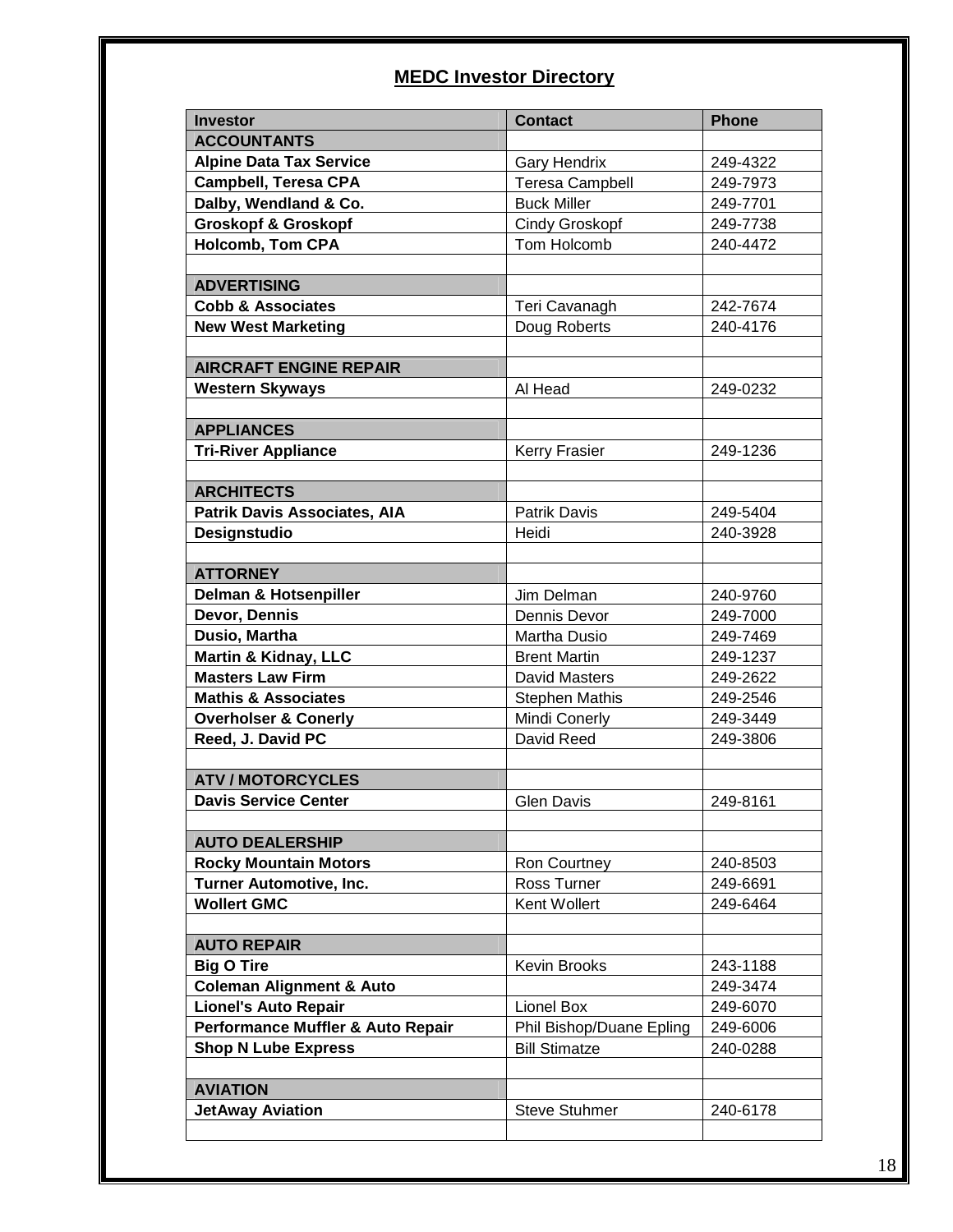## MEDC Investor Directory

| Investor | Contact | Phone |
|---|---|---|
| **ACCOUNTANTS** | | |
| **Alpine Data Tax Service** | Gary Hendrix | 249-4322 |
| **Campbell, Teresa CPA** | Teresa Campbell | 249-7973 |
| **Dalby, Wendland & Co.** | Buck Miller | 249-7701 |
| **Groskopf & Groskopf** | Cindy Groskopf | 249-7738 |
| **Holcomb, Tom CPA** | Tom Holcomb | 240-4472 |
| | | |
| **ADVERTISING** | | |
| **Cobb & Associates** | Teri Cavanagh | 242-7674 |
| **New West Marketing** | Doug Roberts | 240-4176 |
| | | |
| **AIRCRAFT ENGINE REPAIR** | | |
| **Western Skyways** | Al Head | 249-0232 |
| | | |
| **APPLIANCES** | | |
| **Tri-River Appliance** | Kerry Frasier | 249-1236 |
| | | |
| **ARCHITECTS** | | |
| **Patrik Davis Associates, AIA** | Patrik Davis | 249-5404 |
| **Designstudio** | Heidi | 240-3928 |
| | | |
| **ATTORNEY** | | |
| **Delman & Hotsenpiller** | Jim Delman | 240-9760 |
| **Devor, Dennis** | Dennis Devor | 249-7000 |
| **Dusio, Martha** | Martha Dusio | 249-7469 |
| **Martin & Kidnay, LLC** | Brent Martin | 249-1237 |
| **Masters Law Firm** | David Masters | 249-2622 |
| **Mathis & Associates** | Stephen Mathis | 249-2546 |
| **Overholser & Conerly** | Mindi Conerly | 249-3449 |
| **Reed, J. David PC** | David Reed | 249-3806 |
| | | |
| **ATV / MOTORCYCLES** | | |
| **Davis Service Center** | Glen Davis | 249-8161 |
| | | |
| **AUTO DEALERSHIP** | | |
| **Rocky Mountain Motors** | Ron Courtney | 240-8503 |
| **Turner Automotive, Inc.** | Ross Turner | 249-6691 |
| **Wollert GMC** | Kent Wollert | 249-6464 |
| | | |
| **AUTO REPAIR** | | |
| **Big O Tire** | Kevin Brooks | 243-1188 |
| **Coleman Alignment & Auto** | | 249-3474 |
| **Lionel's Auto Repair** | Lionel Box | 249-6070 |
| **Performance Muffler & Auto Repair** | Phil Bishop/Duane Epling | 249-6006 |
| **Shop N Lube Express** | Bill Stimatze | 240-0288 |
| | | |
| **AVIATION** | | |
| **JetAway Aviation** | Steve Stuhmer | 240-6178 |
| | | |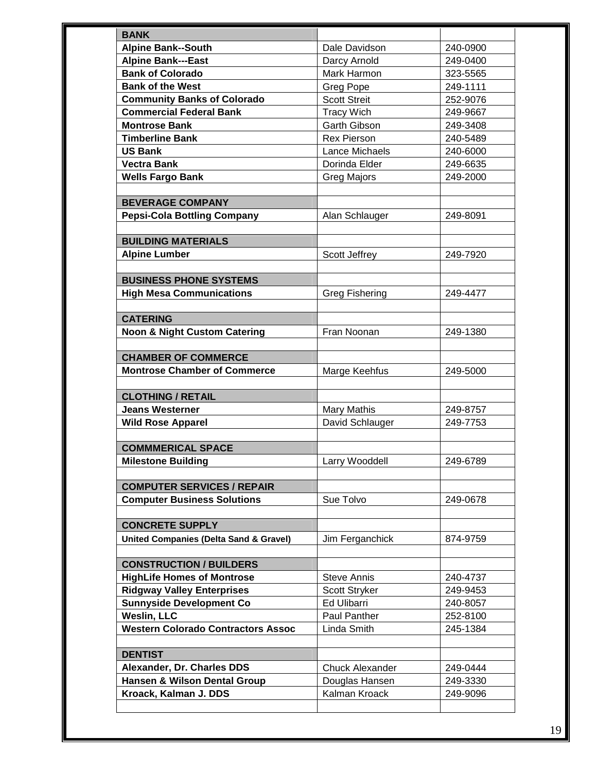| BANK | | |
|---|---|---|
| **Alpine Bank--South** | Dale Davidson | 240-0900 |
| **Alpine Bank---East** | Darcy Arnold | 249-0400 |
| **Bank of Colorado** | Mark Harmon | 323-5565 |
| **Bank of the West** | Greg Pope | 249-1111 |
| **Community Banks of Colorado** | Scott Streit | 252-9076 |
| **Commercial Federal Bank** | Tracy Wich | 249-9667 |
| **Montrose Bank** | Garth Gibson | 249-3408 |
| **Timberline Bank** | Rex Pierson | 240-5489 |
| **US Bank** | Lance Michaels | 240-6000 |
| **Vectra Bank** | Dorinda Elder | 249-6635 |
| **Wells Fargo Bank** | Greg Majors | 249-2000 |
| | | |
| **BEVERAGE COMPANY** | | |
| **Pepsi-Cola Bottling Company** | Alan Schlauger | 249-8091 |
| | | |
| **BUILDING MATERIALS** | | |
| **Alpine Lumber** | Scott Jeffrey | 249-7920 |
| | | |
| **BUSINESS PHONE SYSTEMS** | | |
| **High Mesa Communications** | Greg Fishering | 249-4477 |
| | | |
| **CATERING** | | |
| **Noon & Night Custom Catering** | Fran Noonan | 249-1380 |
| | | |
| **CHAMBER OF COMMERCE** | | |
| **Montrose Chamber of Commerce** | Marge Keehfus | 249-5000 |
| | | |
| **CLOTHING / RETAIL** | | |
| **Jeans Westerner** | Mary Mathis | 249-8757 |
| **Wild Rose Apparel** | David Schlauger | 249-7753 |
| | | |
| **COMMMERICAL SPACE** | | |
| **Milestone Building** | Larry Wooddell | 249-6789 |
| | | |
| **COMPUTER SERVICES / REPAIR** | | |
| **Computer Business Solutions** | Sue Tolvo | 249-0678 |
| | | |
| **CONCRETE SUPPLY** | | |
| **United Companies (Delta Sand & Gravel)** | Jim Ferganchick | 874-9759 |
| | | |
| **CONSTRUCTION / BUILDERS** | | |
| **HighLife Homes of Montrose** | Steve Annis | 240-4737 |
| **Ridgway Valley Enterprises** | Scott Stryker | 249-9453 |
| **Sunnyside Development Co** | Ed Ulibarri | 240-8057 |
| **Weslin, LLC** | Paul Panther | 252-8100 |
| **Western Colorado Contractors Assoc** | Linda Smith | 245-1384 |
| | | |
| **DENTIST** | | |
| **Alexander, Dr. Charles DDS** | Chuck Alexander | 249-0444 |
| **Hansen & Wilson Dental Group** | Douglas Hansen | 249-3330 |
| **Kroack, Kalman J. DDS** | Kalman Kroack | 249-9096 |
| | | |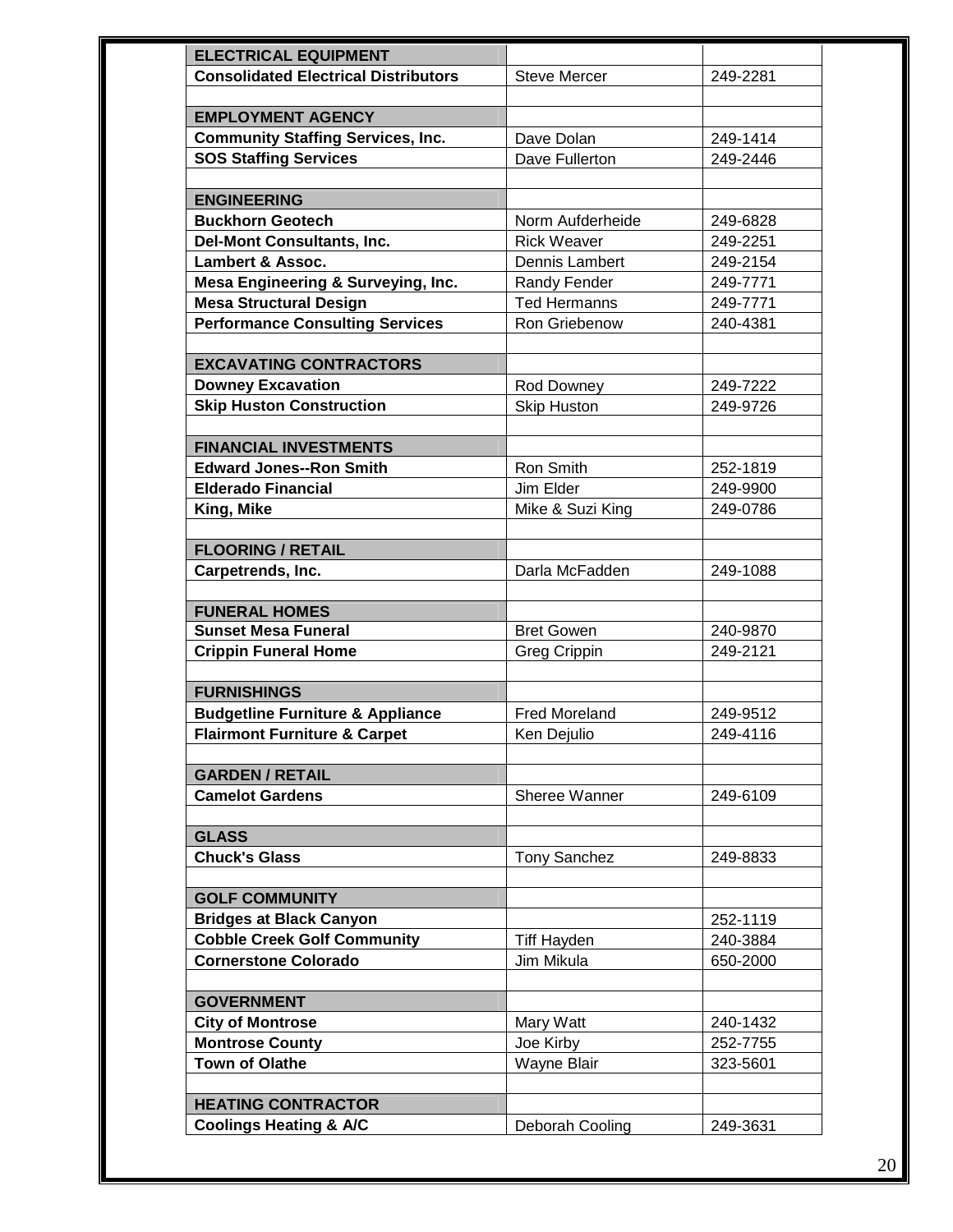| | | |
|---|---|---|
| **ELECTRICAL EQUIPMENT** | | |
| **Consolidated Electrical Distributors** | Steve Mercer | 249-2281 |
| | | |
| **EMPLOYMENT AGENCY** | | |
| **Community Staffing Services, Inc.** | Dave Dolan | 249-1414 |
| **SOS Staffing Services** | Dave Fullerton | 249-2446 |
| | | |
| **ENGINEERING** | | |
| **Buckhorn Geotech** | Norm Aufderheide | 249-6828 |
| **Del-Mont Consultants, Inc.** | Rick Weaver | 249-2251 |
| **Lambert & Assoc.** | Dennis Lambert | 249-2154 |
| **Mesa Engineering & Surveying, Inc.** | Randy Fender | 249-7771 |
| **Mesa Structural Design** | Ted Hermanns | 249-7771 |
| **Performance Consulting Services** | Ron Griebenow | 240-4381 |
| | | |
| **EXCAVATING CONTRACTORS** | | |
| **Downey Excavation** | Rod Downey | 249-7222 |
| **Skip Huston Construction** | Skip Huston | 249-9726 |
| | | |
| **FINANCIAL INVESTMENTS** | | |
| **Edward Jones--Ron Smith** | Ron Smith | 252-1819 |
| **Elderado Financial** | Jim Elder | 249-9900 |
| **King, Mike** | Mike & Suzi King | 249-0786 |
| | | |
| **FLOORING / RETAIL** | | |
| **Carpetrends, Inc.** | Darla McFadden | 249-1088 |
| | | |
| **FUNERAL HOMES** | | |
| **Sunset Mesa Funeral** | Bret Gowen | 240-9870 |
| **Crippin Funeral Home** | Greg Crippin | 249-2121 |
| | | |
| **FURNISHINGS** | | |
| **Budgetline Furniture & Appliance** | Fred Moreland | 249-9512 |
| **Flairmont Furniture & Carpet** | Ken Dejulio | 249-4116 |
| | | |
| **GARDEN / RETAIL** | | |
| **Camelot Gardens** | Sheree Wanner | 249-6109 |
| | | |
| **GLASS** | | |
| **Chuck's Glass** | Tony Sanchez | 249-8833 |
| | | |
| **GOLF COMMUNITY** | | |
| **Bridges at Black Canyon** | | 252-1119 |
| **Cobble Creek Golf Community** | Tiff Hayden | 240-3884 |
| **Cornerstone Colorado** | Jim Mikula | 650-2000 |
| | | |
| **GOVERNMENT** | | |
| **City of Montrose** | Mary Watt | 240-1432 |
| **Montrose County** | Joe Kirby | 252-7755 |
| **Town of Olathe** | Wayne Blair | 323-5601 |
| | | |
| **HEATING CONTRACTOR** | | |
| **Coolings Heating & A/C** | Deborah Cooling | 249-3631 |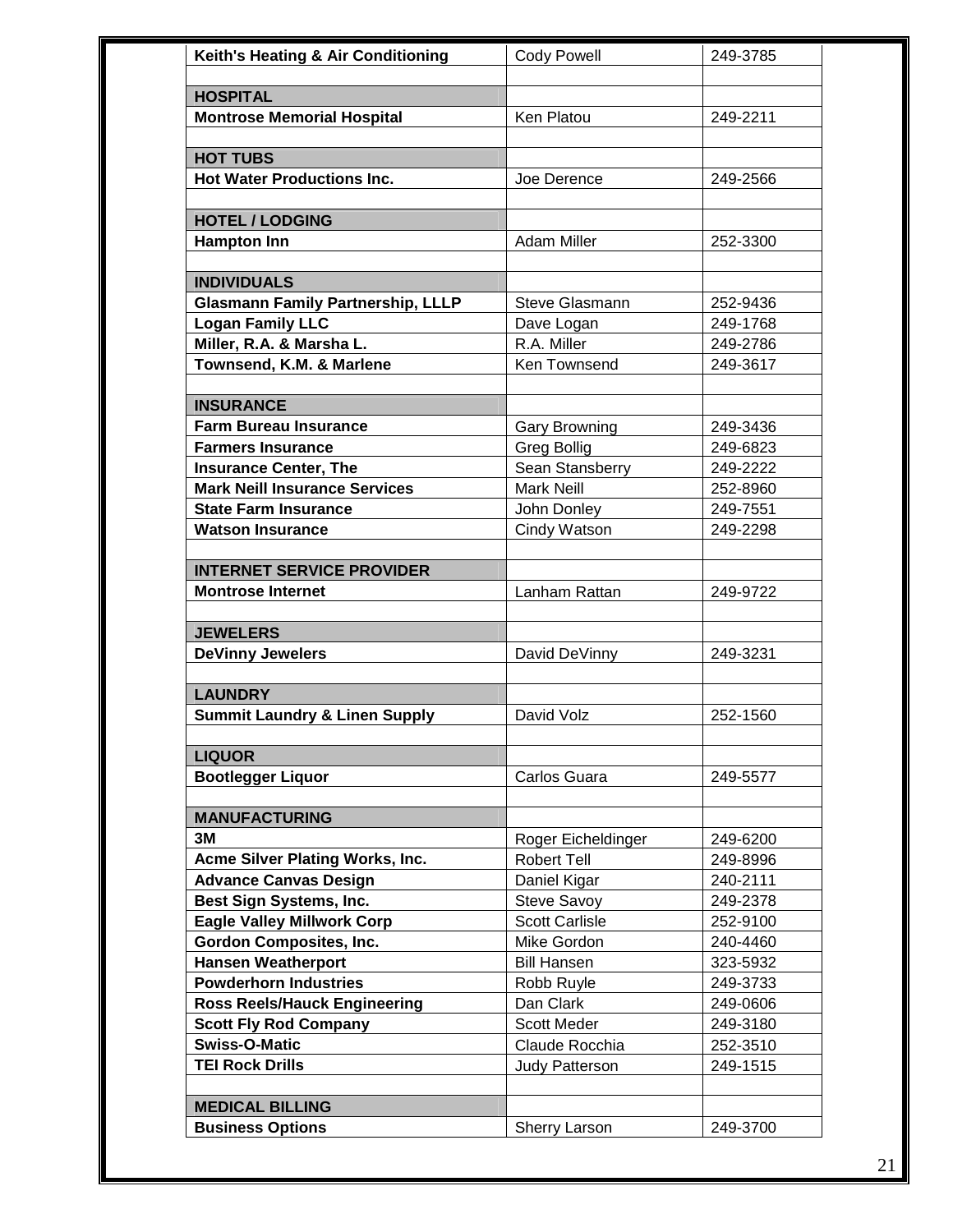| | | |
|---|---|---|
| **Keith's Heating & Air Conditioning** | Cody Powell | 249-3785 |
| | | |
| **HOSPITAL** | | |
| **Montrose Memorial Hospital** | Ken Platou | 249-2211 |
| | | |
| **HOT TUBS** | | |
| **Hot Water Productions Inc.** | Joe Derence | 249-2566 |
| | | |
| **HOTEL / LODGING** | | |
| **Hampton Inn** | Adam Miller | 252-3300 |
| | | |
| **INDIVIDUALS** | | |
| **Glasmann Family Partnership, LLLP** | Steve Glasmann | 252-9436 |
| **Logan Family LLC** | Dave Logan | 249-1768 |
| **Miller, R.A. & Marsha L.** | R.A. Miller | 249-2786 |
| **Townsend, K.M. & Marlene** | Ken Townsend | 249-3617 |
| | | |
| **INSURANCE** | | |
| **Farm Bureau Insurance** | Gary Browning | 249-3436 |
| **Farmers Insurance** | Greg Bollig | 249-6823 |
| **Insurance Center, The** | Sean Stansberry | 249-2222 |
| **Mark Neill Insurance Services** | Mark Neill | 252-8960 |
| **State Farm Insurance** | John Donley | 249-7551 |
| **Watson Insurance** | Cindy Watson | 249-2298 |
| | | |
| **INTERNET SERVICE PROVIDER** | | |
| **Montrose Internet** | Lanham Rattan | 249-9722 |
| | | |
| **JEWELERS** | | |
| **DeVinny Jewelers** | David DeVinny | 249-3231 |
| | | |
| **LAUNDRY** | | |
| **Summit Laundry & Linen Supply** | David Volz | 252-1560 |
| | | |
| **LIQUOR** | | |
| **Bootlegger Liquor** | Carlos Guara | 249-5577 |
| | | |
| **MANUFACTURING** | | |
| **3M** | Roger Eicheldinger | 249-6200 |
| **Acme Silver Plating Works, Inc.** | Robert Tell | 249-8996 |
| **Advance Canvas Design** | Daniel Kigar | 240-2111 |
| **Best Sign Systems, Inc.** | Steve Savoy | 249-2378 |
| **Eagle Valley Millwork Corp** | Scott Carlisle | 252-9100 |
| **Gordon Composites, Inc.** | Mike Gordon | 240-4460 |
| **Hansen Weatherport** | Bill Hansen | 323-5932 |
| **Powderhorn Industries** | Robb Ruyle | 249-3733 |
| **Ross Reels/Hauck Engineering** | Dan Clark | 249-0606 |
| **Scott Fly Rod Company** | Scott Meder | 249-3180 |
| **Swiss-O-Matic** | Claude Rocchia | 252-3510 |
| **TEI Rock Drills** | Judy Patterson | 249-1515 |
| | | |
| **MEDICAL BILLING** | | |
| **Business Options** | Sherry Larson | 249-3700 |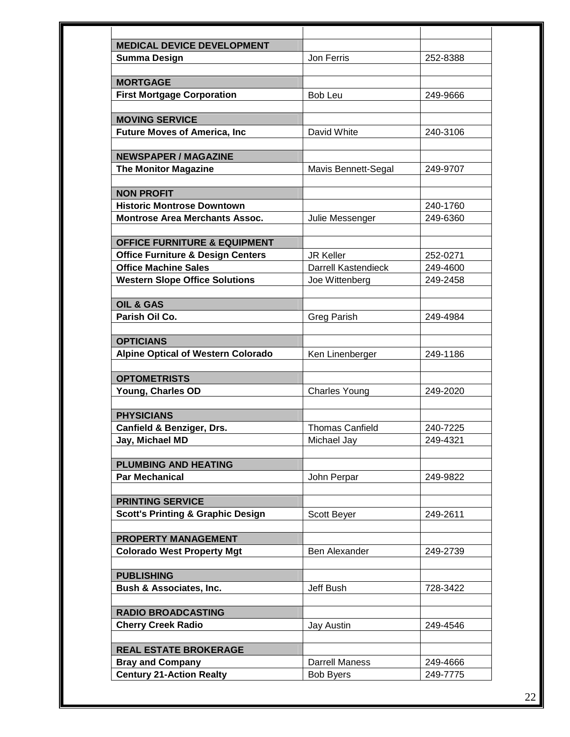| | | |
|---|---|---|
| **MEDICAL DEVICE DEVELOPMENT** | | |
| **Summa Design** | Jon Ferris | 252-8388 |
| | | |
| **MORTGAGE** | | |
| **First Mortgage Corporation** | Bob Leu | 249-9666 |
| | | |
| **MOVING SERVICE** | | |
| **Future Moves of America, Inc** | David White | 240-3106 |
| | | |
| **NEWSPAPER / MAGAZINE** | | |
| **The Monitor Magazine** | Mavis Bennett-Segal | 249-9707 |
| | | |
| **NON PROFIT** | | |
| **Historic Montrose Downtown** | | 240-1760 |
| **Montrose Area Merchants Assoc.** | Julie Messenger | 249-6360 |
| | | |
| **OFFICE FURNITURE & EQUIPMENT** | | |
| **Office Furniture & Design Centers** | JR Keller | 252-0271 |
| **Office Machine Sales** | Darrell Kastendieck | 249-4600 |
| **Western Slope Office Solutions** | Joe Wittenberg | 249-2458 |
| | | |
| **OIL & GAS** | | |
| **Parish Oil Co.** | Greg Parish | 249-4984 |
| | | |
| **OPTICIANS** | | |
| **Alpine Optical of Western Colorado** | Ken Linenberger | 249-1186 |
| | | |
| **OPTOMETRISTS** | | |
| **Young, Charles OD** | Charles Young | 249-2020 |
| | | |
| **PHYSICIANS** | | |
| **Canfield & Benziger, Drs.** | Thomas Canfield | 240-7225 |
| **Jay, Michael MD** | Michael Jay | 249-4321 |
| | | |
| **PLUMBING AND HEATING** | | |
| **Par Mechanical** | John Perpar | 249-9822 |
| | | |
| **PRINTING SERVICE** | | |
| **Scott's Printing & Graphic Design** | Scott Beyer | 249-2611 |
| | | |
| **PROPERTY MANAGEMENT** | | |
| **Colorado West Property Mgt** | Ben Alexander | 249-2739 |
| | | |
| **PUBLISHING** | | |
| **Bush & Associates, Inc.** | Jeff Bush | 728-3422 |
| | | |
| **RADIO BROADCASTING** | | |
| **Cherry Creek Radio** | Jay Austin | 249-4546 |
| | | |
| **REAL ESTATE BROKERAGE** | | |
| **Bray and Company** | Darrell Maness | 249-4666 |
| **Century 21-Action Realty** | Bob Byers | 249-7775 |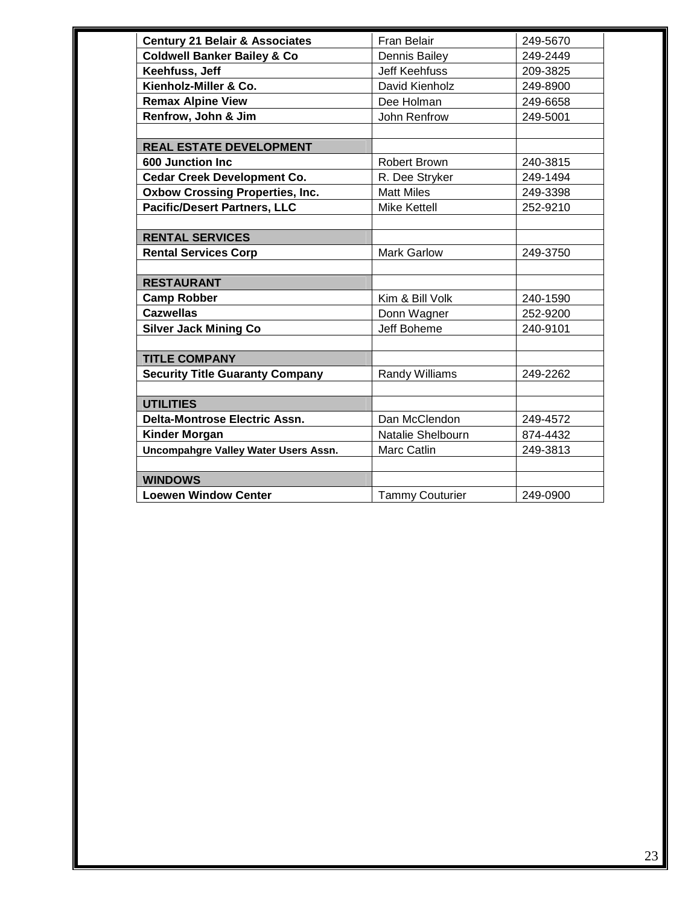| | | |
|---|---|---|
| **Century 21 Belair & Associates** | Fran Belair | 249-5670 |
| **Coldwell Banker Bailey & Co** | Dennis Bailey | 249-2449 |
| **Keehfuss, Jeff** | Jeff Keehfuss | 209-3825 |
| **Kienholz-Miller & Co.** | David Kienholz | 249-8900 |
| **Remax Alpine View** | Dee Holman | 249-6658 |
| **Renfrow, John & Jim** | John Renfrow | 249-5001 |
| | | |
| **REAL ESTATE DEVELOPMENT** | | |
| **600 Junction Inc** | Robert Brown | 240-3815 |
| **Cedar Creek Development Co.** | R. Dee Stryker | 249-1494 |
| **Oxbow Crossing Properties, Inc.** | Matt Miles | 249-3398 |
| **Pacific/Desert Partners, LLC** | Mike Kettell | 252-9210 |
| | | |
| **RENTAL SERVICES** | | |
| **Rental Services Corp** | Mark Garlow | 249-3750 |
| | | |
| **RESTAURANT** | | |
| **Camp Robber** | Kim & Bill Volk | 240-1590 |
| **Cazwellas** | Donn Wagner | 252-9200 |
| **Silver Jack Mining Co** | Jeff Boheme | 240-9101 |
| | | |
| **TITLE COMPANY** | | |
| **Security Title Guaranty Company** | Randy Williams | 249-2262 |
| | | |
| **UTILITIES** | | |
| **Delta-Montrose Electric Assn.** | Dan McClendon | 249-4572 |
| **Kinder Morgan** | Natalie Shelbourn | 874-4432 |
| **Uncompahgre Valley Water Users Assn.** | Marc Catlin | 249-3813 |
| | | |
| **WINDOWS** | | |
| **Loewen Window Center** | Tammy Couturier | 249-0900 |